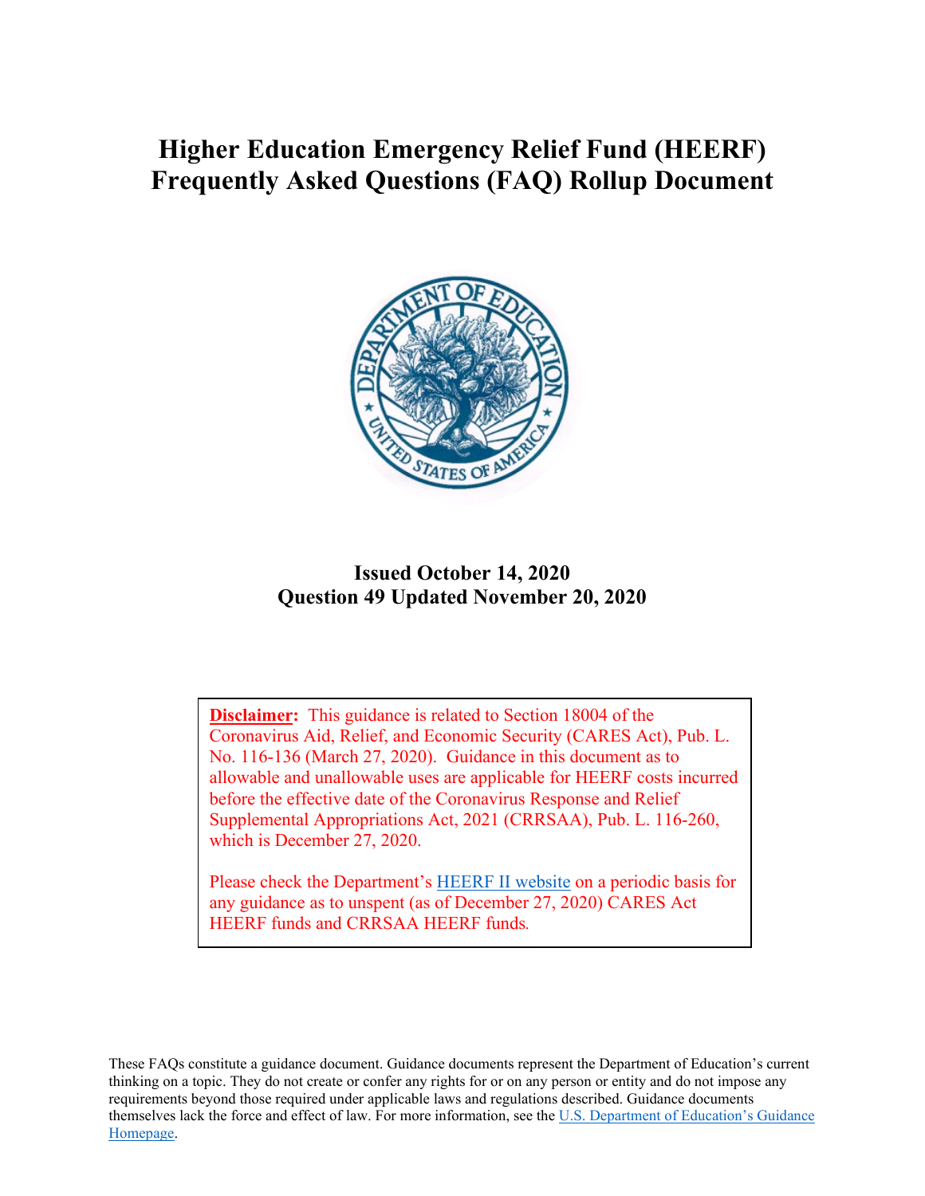# Higher Education Emergency Relief Fund (HEERF) Frequently Asked Questions (FAQ) Rollup Document

**Issued October 14, 2020**
**Question 49 Updated November 20, 2020**

**Disclaimer:** This guidance is related to Section 18004 of the Coronavirus Aid, Relief, and Economic Security (CARES Act), Pub. L. No. 116-136 (March 27, 2020). Guidance in this document as to allowable and unallowable uses are applicable for HEERF costs incurred before the effective date of the Coronavirus Response and Relief Supplemental Appropriations Act, 2021 (CRRSAA), Pub. L. 116-260, which is December 27, 2020.

Please check the Department's HEERF II website on a periodic basis for any guidance as to unspent (as of December 27, 2020) CARES Act HEERF funds and CRRSAA HEERF funds.

These FAQs constitute a guidance document. Guidance documents represent the Department of Education's current thinking on a topic. They do not create or confer any rights for or on any person or entity and do not impose any requirements beyond those required under applicable laws and regulations described. Guidance documents themselves lack the force and effect of law. For more information, see the U.S. Department of Education's Guidance Homepage.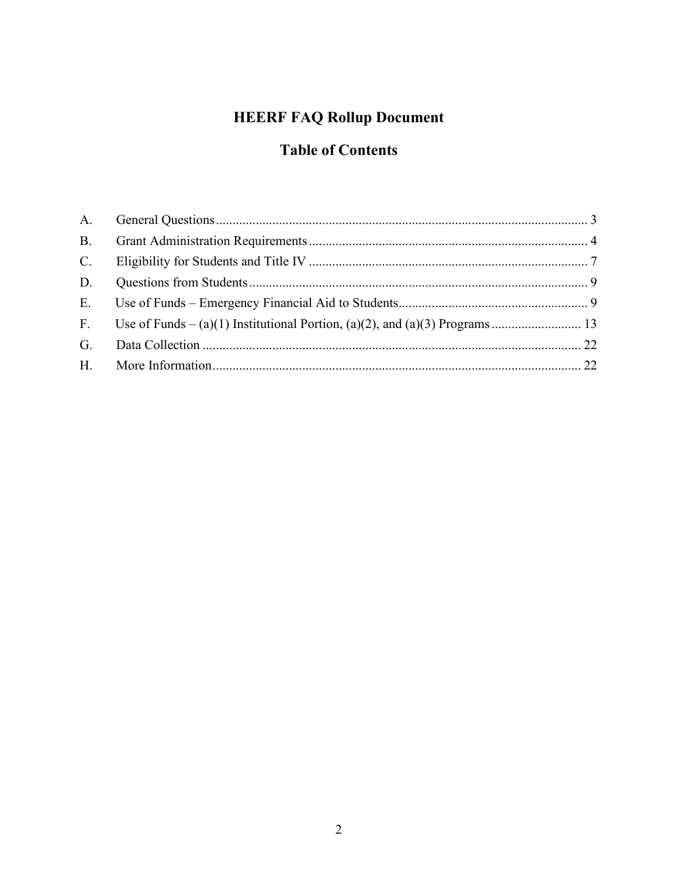# HEERF FAQ Rollup Document

## Table of Contents

A. General Questions ............ 3
B. Grant Administration Requirements ............ 4
C. Eligibility for Students and Title IV ............ 7
D. Questions from Students ............ 9
E. Use of Funds – Emergency Financial Aid to Students ............ 9
F. Use of Funds – (a)(1) Institutional Portion, (a)(2), and (a)(3) Programs ............ 13
G. Data Collection ............ 22
H. More Information ............ 22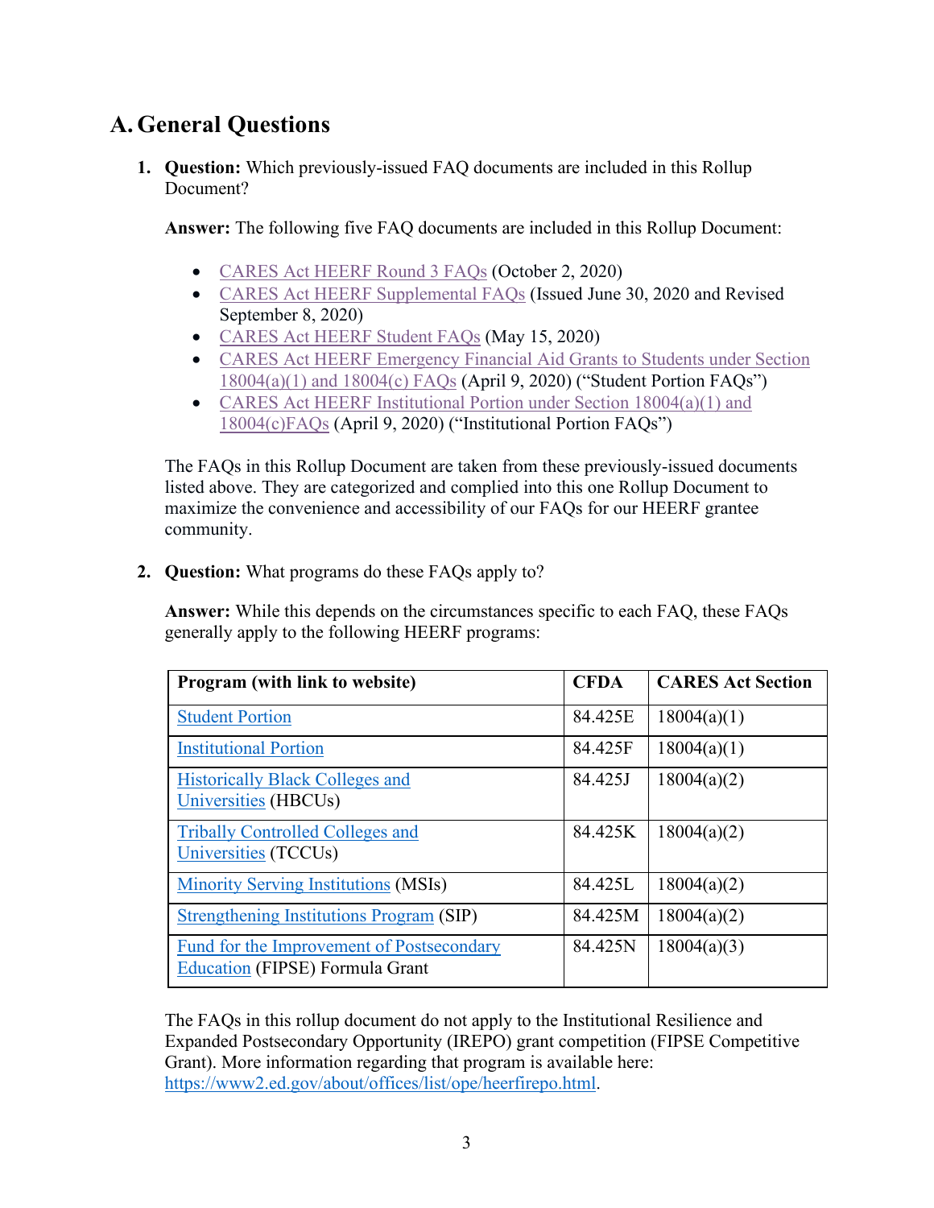## A. General Questions

1. **Question:** Which previously-issued FAQ documents are included in this Rollup Document?

   **Answer:** The following five FAQ documents are included in this Rollup Document:

   - CARES Act HEERF Round 3 FAQs (October 2, 2020)
   - CARES Act HEERF Supplemental FAQs (Issued June 30, 2020 and Revised September 8, 2020)
   - CARES Act HEERF Student FAQs (May 15, 2020)
   - CARES Act HEERF Emergency Financial Aid Grants to Students under Section 18004(a)(1) and 18004(c) FAQs (April 9, 2020) ("Student Portion FAQs")
   - CARES Act HEERF Institutional Portion under Section 18004(a)(1) and 18004(c)FAQs (April 9, 2020) ("Institutional Portion FAQs")

   The FAQs in this Rollup Document are taken from these previously-issued documents listed above. They are categorized and complied into this one Rollup Document to maximize the convenience and accessibility of our FAQs for our HEERF grantee community.

2. **Question:** What programs do these FAQs apply to?

   **Answer:** While this depends on the circumstances specific to each FAQ, these FAQs generally apply to the following HEERF programs:

   | Program (with link to website) | CFDA | CARES Act Section |
   |---|---|---|
   | Student Portion | 84.425E | 18004(a)(1) |
   | Institutional Portion | 84.425F | 18004(a)(1) |
   | Historically Black Colleges and Universities (HBCUs) | 84.425J | 18004(a)(2) |
   | Tribally Controlled Colleges and Universities (TCCUs) | 84.425K | 18004(a)(2) |
   | Minority Serving Institutions (MSIs) | 84.425L | 18004(a)(2) |
   | Strengthening Institutions Program (SIP) | 84.425M | 18004(a)(2) |
   | Fund for the Improvement of Postsecondary Education (FIPSE) Formula Grant | 84.425N | 18004(a)(3) |

   The FAQs in this rollup document do not apply to the Institutional Resilience and Expanded Postsecondary Opportunity (IREPO) grant competition (FIPSE Competitive Grant). More information regarding that program is available here: https://www2.ed.gov/about/offices/list/ope/heerfirepo.html.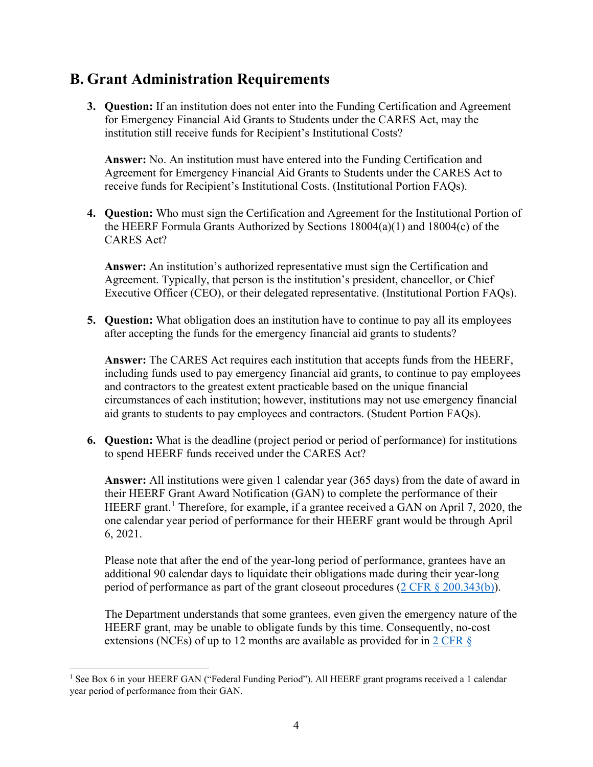## B. Grant Administration Requirements

3. **Question:** If an institution does not enter into the Funding Certification and Agreement for Emergency Financial Aid Grants to Students under the CARES Act, may the institution still receive funds for Recipient's Institutional Costs?

   **Answer:** No. An institution must have entered into the Funding Certification and Agreement for Emergency Financial Aid Grants to Students under the CARES Act to receive funds for Recipient's Institutional Costs. (Institutional Portion FAQs).

4. **Question:** Who must sign the Certification and Agreement for the Institutional Portion of the HEERF Formula Grants Authorized by Sections 18004(a)(1) and 18004(c) of the CARES Act?

   **Answer:** An institution's authorized representative must sign the Certification and Agreement. Typically, that person is the institution's president, chancellor, or Chief Executive Officer (CEO), or their delegated representative. (Institutional Portion FAQs).

5. **Question:** What obligation does an institution have to continue to pay all its employees after accepting the funds for the emergency financial aid grants to students?

   **Answer:** The CARES Act requires each institution that accepts funds from the HEERF, including funds used to pay emergency financial aid grants, to continue to pay employees and contractors to the greatest extent practicable based on the unique financial circumstances of each institution; however, institutions may not use emergency financial aid grants to students to pay employees and contractors. (Student Portion FAQs).

6. **Question:** What is the deadline (project period or period of performance) for institutions to spend HEERF funds received under the CARES Act?

   **Answer:** All institutions were given 1 calendar year (365 days) from the date of award in their HEERF Grant Award Notification (GAN) to complete the performance of their HEERF grant.[1] Therefore, for example, if a grantee received a GAN on April 7, 2020, the one calendar year period of performance for their HEERF grant would be through April 6, 2021.

   Please note that after the end of the year-long period of performance, grantees have an additional 90 calendar days to liquidate their obligations made during their year-long period of performance as part of the grant closeout procedures ([2 CFR § 200.343(b)](#)).

   The Department understands that some grantees, even given the emergency nature of the HEERF grant, may be unable to obligate funds by this time. Consequently, no-cost extensions (NCEs) of up to 12 months are available as provided for in [2 CFR §](#)

---

[1] See Box 6 in your HEERF GAN ("Federal Funding Period"). All HEERF grant programs received a 1 calendar year period of performance from their GAN.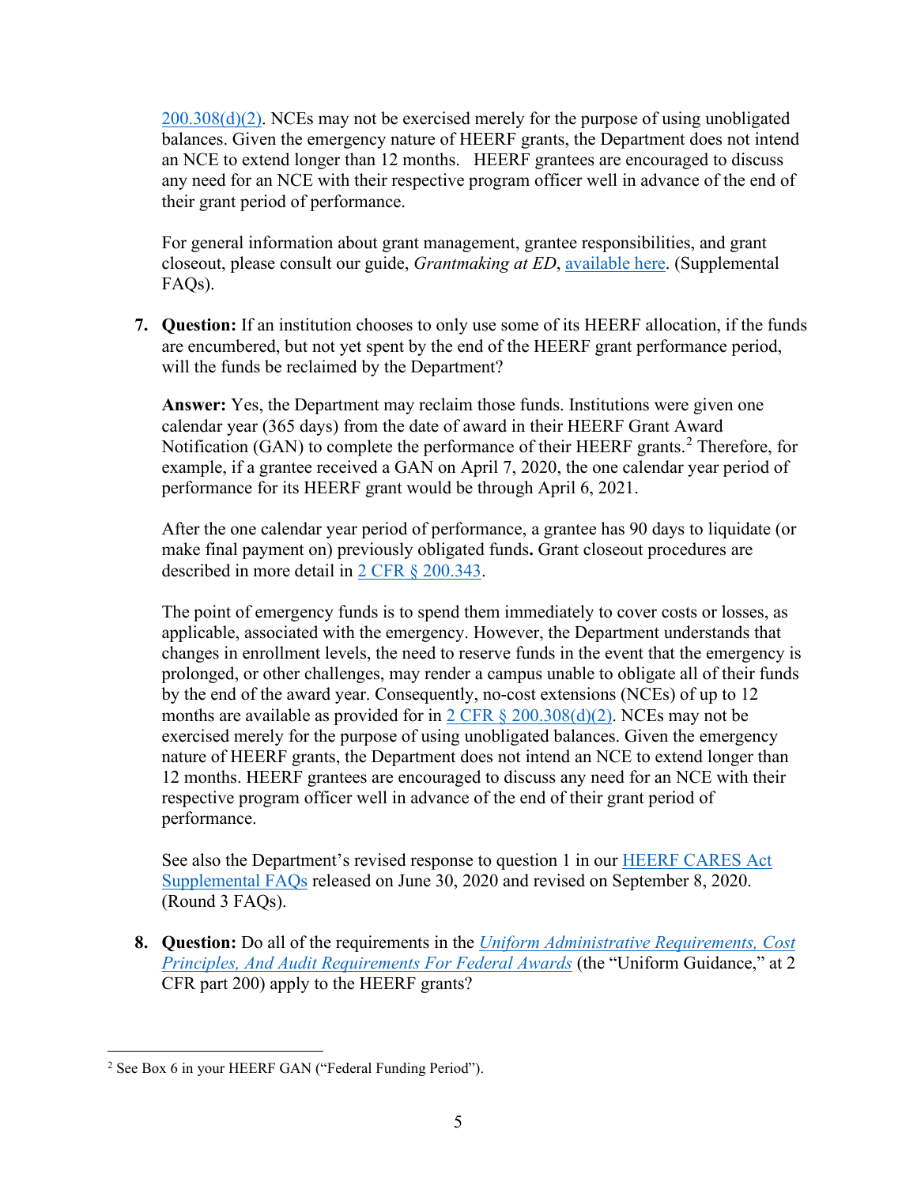200.308(d)(2). NCEs may not be exercised merely for the purpose of using unobligated balances. Given the emergency nature of HEERF grants, the Department does not intend an NCE to extend longer than 12 months. HEERF grantees are encouraged to discuss any need for an NCE with their respective program officer well in advance of the end of their grant period of performance.

For general information about grant management, grantee responsibilities, and grant closeout, please consult our guide, *Grantmaking at ED*, available here. (Supplemental FAQs).

7. **Question:** If an institution chooses to only use some of its HEERF allocation, if the funds are encumbered, but not yet spent by the end of the HEERF grant performance period, will the funds be reclaimed by the Department?

   **Answer:** Yes, the Department may reclaim those funds. Institutions were given one calendar year (365 days) from the date of award in their HEERF Grant Award Notification (GAN) to complete the performance of their HEERF grants.[2] Therefore, for example, if a grantee received a GAN on April 7, 2020, the one calendar year period of performance for its HEERF grant would be through April 6, 2021.

   After the one calendar year period of performance, a grantee has 90 days to liquidate (or make final payment on) previously obligated funds**.** Grant closeout procedures are described in more detail in 2 CFR § 200.343.

   The point of emergency funds is to spend them immediately to cover costs or losses, as applicable, associated with the emergency. However, the Department understands that changes in enrollment levels, the need to reserve funds in the event that the emergency is prolonged, or other challenges, may render a campus unable to obligate all of their funds by the end of the award year. Consequently, no-cost extensions (NCEs) of up to 12 months are available as provided for in 2 CFR § 200.308(d)(2). NCEs may not be exercised merely for the purpose of using unobligated balances. Given the emergency nature of HEERF grants, the Department does not intend an NCE to extend longer than 12 months. HEERF grantees are encouraged to discuss any need for an NCE with their respective program officer well in advance of the end of their grant period of performance.

   See also the Department's revised response to question 1 in our HEERF CARES Act Supplemental FAQs released on June 30, 2020 and revised on September 8, 2020. (Round 3 FAQs).

8. **Question:** Do all of the requirements in the *Uniform Administrative Requirements, Cost Principles, And Audit Requirements For Federal Awards* (the "Uniform Guidance," at 2 CFR part 200) apply to the HEERF grants?

[2] See Box 6 in your HEERF GAN ("Federal Funding Period").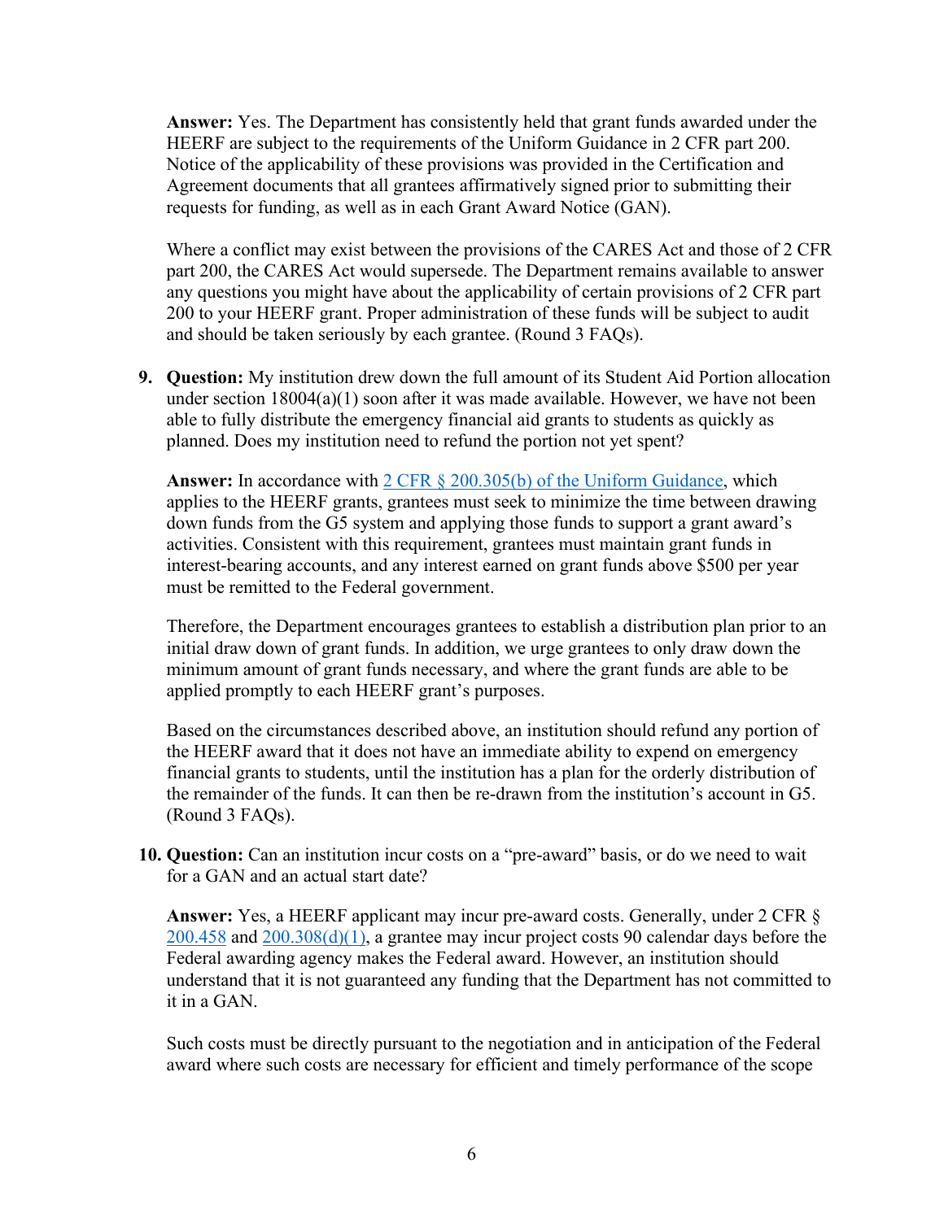**Answer:** Yes. The Department has consistently held that grant funds awarded under the HEERF are subject to the requirements of the Uniform Guidance in 2 CFR part 200. Notice of the applicability of these provisions was provided in the Certification and Agreement documents that all grantees affirmatively signed prior to submitting their requests for funding, as well as in each Grant Award Notice (GAN).

Where a conflict may exist between the provisions of the CARES Act and those of 2 CFR part 200, the CARES Act would supersede. The Department remains available to answer any questions you might have about the applicability of certain provisions of 2 CFR part 200 to your HEERF grant. Proper administration of these funds will be subject to audit and should be taken seriously by each grantee. (Round 3 FAQs).

9. **Question:** My institution drew down the full amount of its Student Aid Portion allocation under section 18004(a)(1) soon after it was made available. However, we have not been able to fully distribute the emergency financial aid grants to students as quickly as planned. Does my institution need to refund the portion not yet spent?

   **Answer:** In accordance with 2 CFR § 200.305(b) of the Uniform Guidance, which applies to the HEERF grants, grantees must seek to minimize the time between drawing down funds from the G5 system and applying those funds to support a grant award's activities. Consistent with this requirement, grantees must maintain grant funds in interest-bearing accounts, and any interest earned on grant funds above $500 per year must be remitted to the Federal government.

   Therefore, the Department encourages grantees to establish a distribution plan prior to an initial draw down of grant funds. In addition, we urge grantees to only draw down the minimum amount of grant funds necessary, and where the grant funds are able to be applied promptly to each HEERF grant's purposes.

   Based on the circumstances described above, an institution should refund any portion of the HEERF award that it does not have an immediate ability to expend on emergency financial grants to students, until the institution has a plan for the orderly distribution of the remainder of the funds. It can then be re-drawn from the institution's account in G5. (Round 3 FAQs).

10. **Question:** Can an institution incur costs on a "pre-award" basis, or do we need to wait for a GAN and an actual start date?

    **Answer:** Yes, a HEERF applicant may incur pre-award costs. Generally, under 2 CFR § 200.458 and 200.308(d)(1), a grantee may incur project costs 90 calendar days before the Federal awarding agency makes the Federal award. However, an institution should understand that it is not guaranteed any funding that the Department has not committed to it in a GAN.

    Such costs must be directly pursuant to the negotiation and in anticipation of the Federal award where such costs are necessary for efficient and timely performance of the scope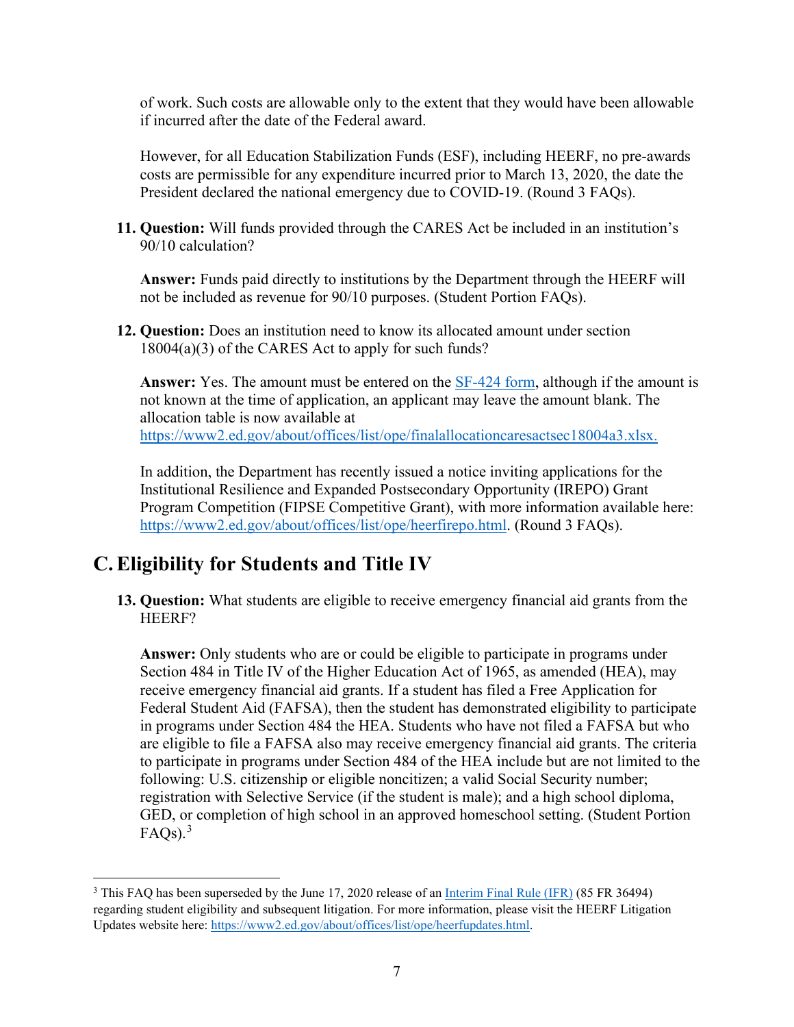of work. Such costs are allowable only to the extent that they would have been allowable if incurred after the date of the Federal award.

However, for all Education Stabilization Funds (ESF), including HEERF, no pre-awards costs are permissible for any expenditure incurred prior to March 13, 2020, the date the President declared the national emergency due to COVID-19. (Round 3 FAQs).

11. **Question:** Will funds provided through the CARES Act be included in an institution's 90/10 calculation?

    **Answer:** Funds paid directly to institutions by the Department through the HEERF will not be included as revenue for 90/10 purposes. (Student Portion FAQs).

12. **Question:** Does an institution need to know its allocated amount under section 18004(a)(3) of the CARES Act to apply for such funds?

    **Answer:** Yes. The amount must be entered on the [SF-424 form](), although if the amount is not known at the time of application, an applicant may leave the amount blank. The allocation table is now available at https://www2.ed.gov/about/offices/list/ope/finalallocationcaresactsec18004a3.xlsx.

    In addition, the Department has recently issued a notice inviting applications for the Institutional Resilience and Expanded Postsecondary Opportunity (IREPO) Grant Program Competition (FIPSE Competitive Grant), with more information available here: https://www2.ed.gov/about/offices/list/ope/heerfirepo.html. (Round 3 FAQs).

## C. Eligibility for Students and Title IV

13. **Question:** What students are eligible to receive emergency financial aid grants from the HEERF?

    **Answer:** Only students who are or could be eligible to participate in programs under Section 484 in Title IV of the Higher Education Act of 1965, as amended (HEA), may receive emergency financial aid grants. If a student has filed a Free Application for Federal Student Aid (FAFSA), then the student has demonstrated eligibility to participate in programs under Section 484 the HEA. Students who have not filed a FAFSA but who are eligible to file a FAFSA also may receive emergency financial aid grants. The criteria to participate in programs under Section 484 of the HEA include but are not limited to the following: U.S. citizenship or eligible noncitizen; a valid Social Security number; registration with Selective Service (if the student is male); and a high school diploma, GED, or completion of high school in an approved homeschool setting. (Student Portion FAQs).[3]

[3] This FAQ has been superseded by the June 17, 2020 release of an Interim Final Rule (IFR) (85 FR 36494) regarding student eligibility and subsequent litigation. For more information, please visit the HEERF Litigation Updates website here: https://www2.ed.gov/about/offices/list/ope/heerfupdates.html.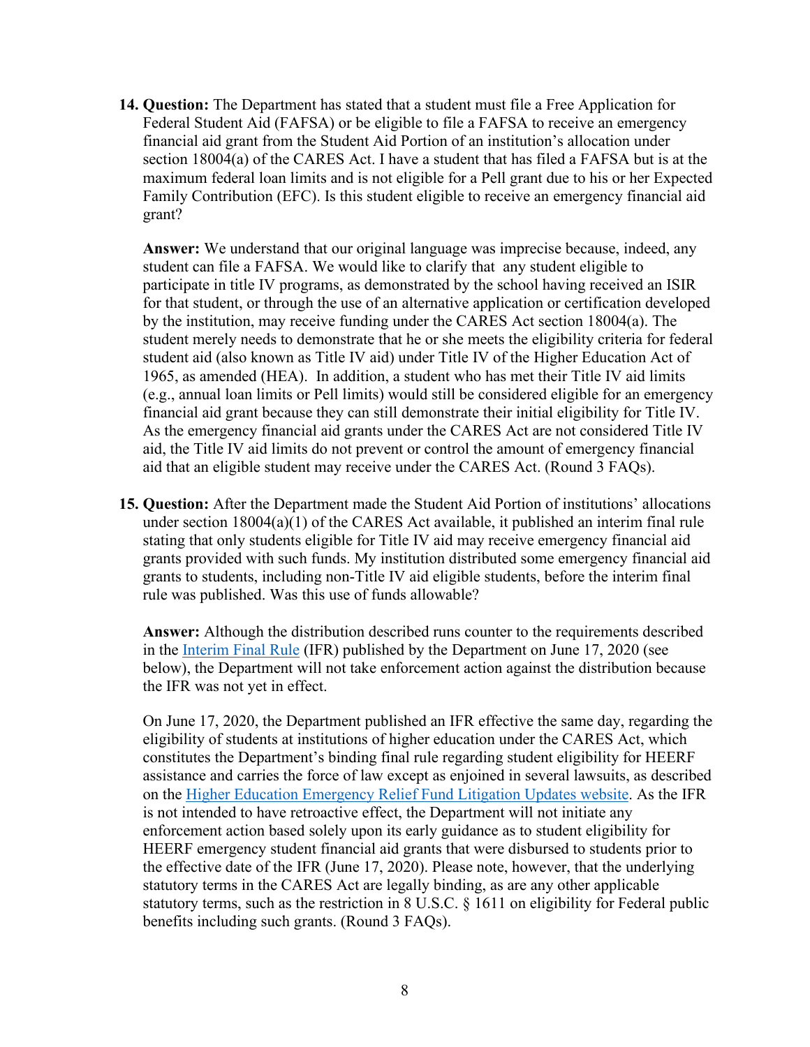14. **Question:** The Department has stated that a student must file a Free Application for Federal Student Aid (FAFSA) or be eligible to file a FAFSA to receive an emergency financial aid grant from the Student Aid Portion of an institution's allocation under section 18004(a) of the CARES Act. I have a student that has filed a FAFSA but is at the maximum federal loan limits and is not eligible for a Pell grant due to his or her Expected Family Contribution (EFC). Is this student eligible to receive an emergency financial aid grant?

    **Answer:** We understand that our original language was imprecise because, indeed, any student can file a FAFSA. We would like to clarify that any student eligible to participate in title IV programs, as demonstrated by the school having received an ISIR for that student, or through the use of an alternative application or certification developed by the institution, may receive funding under the CARES Act section 18004(a). The student merely needs to demonstrate that he or she meets the eligibility criteria for federal student aid (also known as Title IV aid) under Title IV of the Higher Education Act of 1965, as amended (HEA). In addition, a student who has met their Title IV aid limits (e.g., annual loan limits or Pell limits) would still be considered eligible for an emergency financial aid grant because they can still demonstrate their initial eligibility for Title IV. As the emergency financial aid grants under the CARES Act are not considered Title IV aid, the Title IV aid limits do not prevent or control the amount of emergency financial aid that an eligible student may receive under the CARES Act. (Round 3 FAQs).

15. **Question:** After the Department made the Student Aid Portion of institutions' allocations under section 18004(a)(1) of the CARES Act available, it published an interim final rule stating that only students eligible for Title IV aid may receive emergency financial aid grants provided with such funds. My institution distributed some emergency financial aid grants to students, including non-Title IV aid eligible students, before the interim final rule was published. Was this use of funds allowable?

    **Answer:** Although the distribution described runs counter to the requirements described in the Interim Final Rule (IFR) published by the Department on June 17, 2020 (see below), the Department will not take enforcement action against the distribution because the IFR was not yet in effect.

    On June 17, 2020, the Department published an IFR effective the same day, regarding the eligibility of students at institutions of higher education under the CARES Act, which constitutes the Department's binding final rule regarding student eligibility for HEERF assistance and carries the force of law except as enjoined in several lawsuits, as described on the Higher Education Emergency Relief Fund Litigation Updates website. As the IFR is not intended to have retroactive effect, the Department will not initiate any enforcement action based solely upon its early guidance as to student eligibility for HEERF emergency student financial aid grants that were disbursed to students prior to the effective date of the IFR (June 17, 2020). Please note, however, that the underlying statutory terms in the CARES Act are legally binding, as are any other applicable statutory terms, such as the restriction in 8 U.S.C. § 1611 on eligibility for Federal public benefits including such grants. (Round 3 FAQs).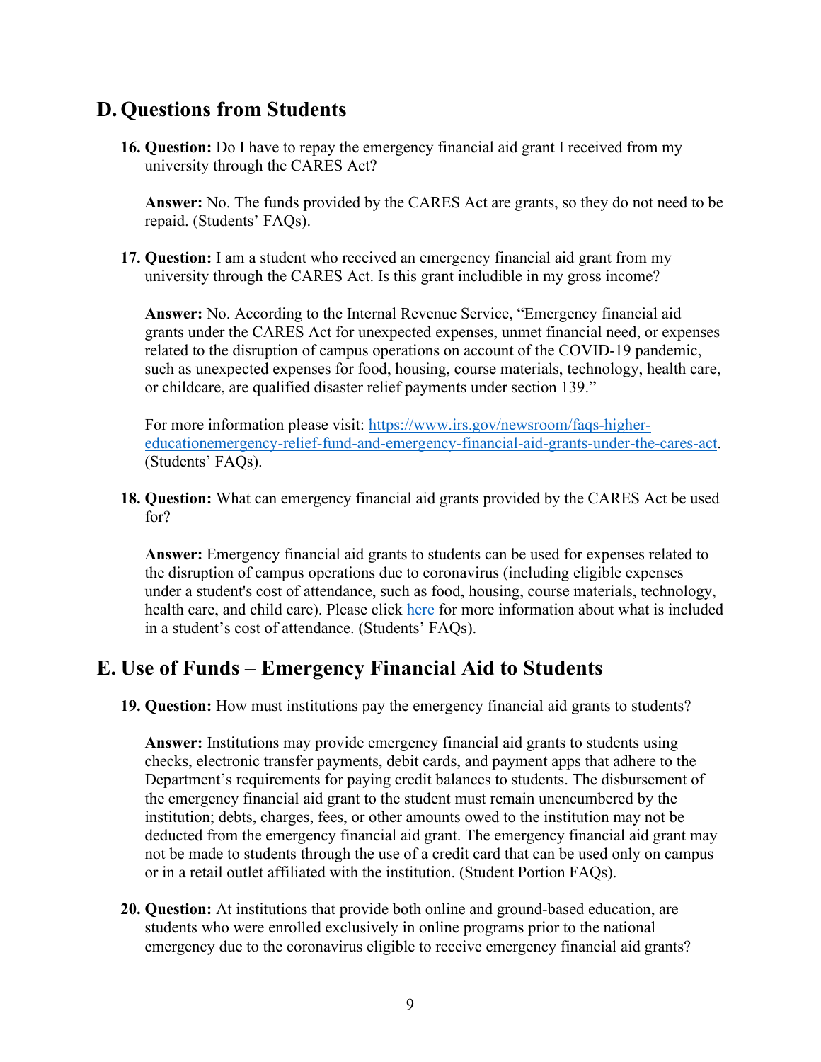## D. Questions from Students

16. **Question:** Do I have to repay the emergency financial aid grant I received from my university through the CARES Act?

    **Answer:** No. The funds provided by the CARES Act are grants, so they do not need to be repaid. (Students' FAQs).

17. **Question:** I am a student who received an emergency financial aid grant from my university through the CARES Act. Is this grant includible in my gross income?

    **Answer:** No. According to the Internal Revenue Service, "Emergency financial aid grants under the CARES Act for unexpected expenses, unmet financial need, or expenses related to the disruption of campus operations on account of the COVID-19 pandemic, such as unexpected expenses for food, housing, course materials, technology, health care, or childcare, are qualified disaster relief payments under section 139."

    For more information please visit: [https://www.irs.gov/newsroom/faqs-higher-educationemergency-relief-fund-and-emergency-financial-aid-grants-under-the-cares-act](https://www.irs.gov/newsroom/faqs-higher-educationemergency-relief-fund-and-emergency-financial-aid-grants-under-the-cares-act). (Students' FAQs).

18. **Question:** What can emergency financial aid grants provided by the CARES Act be used for?

    **Answer:** Emergency financial aid grants to students can be used for expenses related to the disruption of campus operations due to coronavirus (including eligible expenses under a student's cost of attendance, such as food, housing, course materials, technology, health care, and child care). Please click here for more information about what is included in a student's cost of attendance. (Students' FAQs).

## E. Use of Funds – Emergency Financial Aid to Students

19. **Question:** How must institutions pay the emergency financial aid grants to students?

    **Answer:** Institutions may provide emergency financial aid grants to students using checks, electronic transfer payments, debit cards, and payment apps that adhere to the Department's requirements for paying credit balances to students. The disbursement of the emergency financial aid grant to the student must remain unencumbered by the institution; debts, charges, fees, or other amounts owed to the institution may not be deducted from the emergency financial aid grant. The emergency financial aid grant may not be made to students through the use of a credit card that can be used only on campus or in a retail outlet affiliated with the institution. (Student Portion FAQs).

20. **Question:** At institutions that provide both online and ground-based education, are students who were enrolled exclusively in online programs prior to the national emergency due to the coronavirus eligible to receive emergency financial aid grants?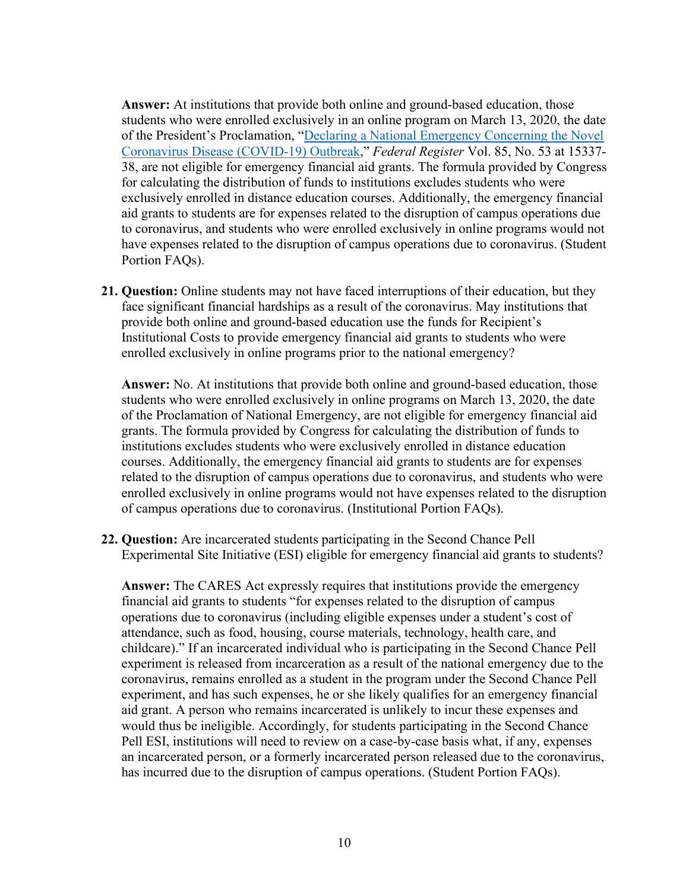**Answer:** At institutions that provide both online and ground-based education, those students who were enrolled exclusively in an online program on March 13, 2020, the date of the President's Proclamation, "[Declaring a National Emergency Concerning the Novel Coronavirus Disease (COVID-19) Outbreak](),"*Federal Register* Vol. 85, No. 53 at 15337-38, are not eligible for emergency financial aid grants. The formula provided by Congress for calculating the distribution of funds to institutions excludes students who were exclusively enrolled in distance education courses. Additionally, the emergency financial aid grants to students are for expenses related to the disruption of campus operations due to coronavirus, and students who were enrolled exclusively in online programs would not have expenses related to the disruption of campus operations due to coronavirus. (Student Portion FAQs).

21. **Question:** Online students may not have faced interruptions of their education, but they face significant financial hardships as a result of the coronavirus. May institutions that provide both online and ground-based education use the funds for Recipient's Institutional Costs to provide emergency financial aid grants to students who were enrolled exclusively in online programs prior to the national emergency?

    **Answer:** No. At institutions that provide both online and ground-based education, those students who were enrolled exclusively in online programs on March 13, 2020, the date of the Proclamation of National Emergency, are not eligible for emergency financial aid grants. The formula provided by Congress for calculating the distribution of funds to institutions excludes students who were exclusively enrolled in distance education courses. Additionally, the emergency financial aid grants to students are for expenses related to the disruption of campus operations due to coronavirus, and students who were enrolled exclusively in online programs would not have expenses related to the disruption of campus operations due to coronavirus. (Institutional Portion FAQs).

22. **Question:** Are incarcerated students participating in the Second Chance Pell Experimental Site Initiative (ESI) eligible for emergency financial aid grants to students?

    **Answer:** The CARES Act expressly requires that institutions provide the emergency financial aid grants to students "for expenses related to the disruption of campus operations due to coronavirus (including eligible expenses under a student's cost of attendance, such as food, housing, course materials, technology, health care, and childcare)." If an incarcerated individual who is participating in the Second Chance Pell experiment is released from incarceration as a result of the national emergency due to the coronavirus, remains enrolled as a student in the program under the Second Chance Pell experiment, and has such expenses, he or she likely qualifies for an emergency financial aid grant. A person who remains incarcerated is unlikely to incur these expenses and would thus be ineligible. Accordingly, for students participating in the Second Chance Pell ESI, institutions will need to review on a case-by-case basis what, if any, expenses an incarcerated person, or a formerly incarcerated person released due to the coronavirus, has incurred due to the disruption of campus operations. (Student Portion FAQs).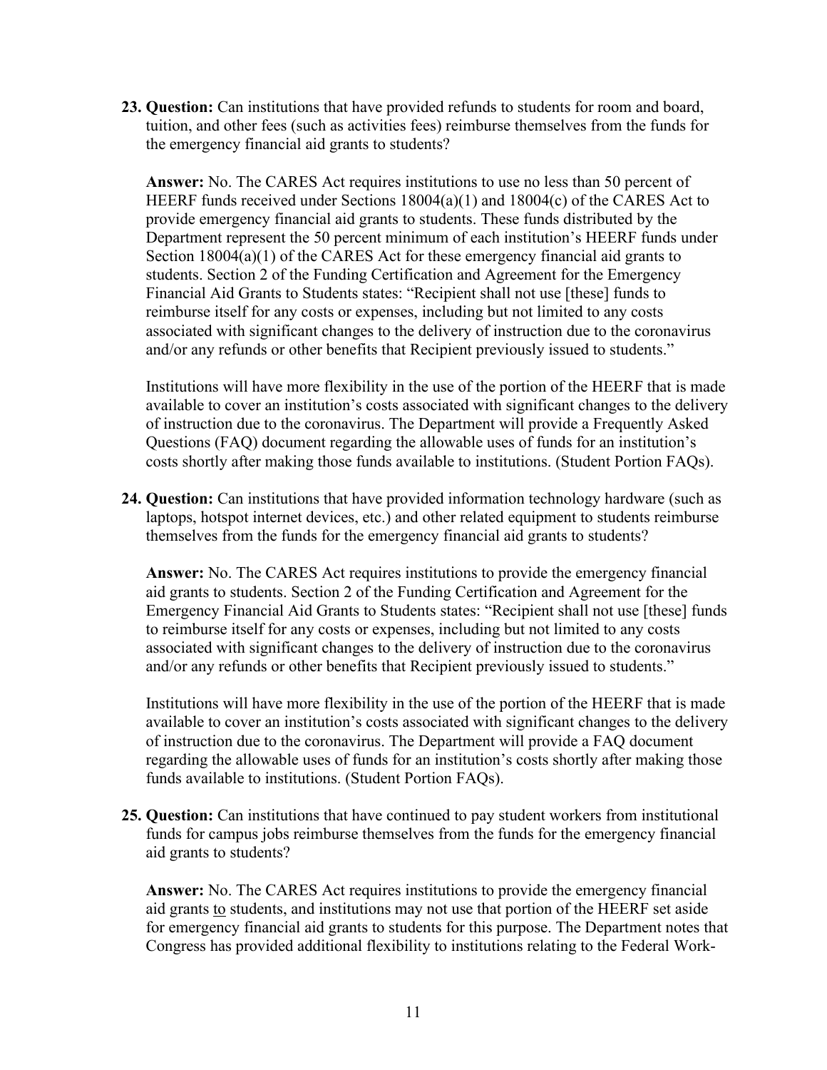23. **Question:** Can institutions that have provided refunds to students for room and board, tuition, and other fees (such as activities fees) reimburse themselves from the funds for the emergency financial aid grants to students?

    **Answer:** No. The CARES Act requires institutions to use no less than 50 percent of HEERF funds received under Sections 18004(a)(1) and 18004(c) of the CARES Act to provide emergency financial aid grants to students. These funds distributed by the Department represent the 50 percent minimum of each institution's HEERF funds under Section 18004(a)(1) of the CARES Act for these emergency financial aid grants to students. Section 2 of the Funding Certification and Agreement for the Emergency Financial Aid Grants to Students states: "Recipient shall not use [these] funds to reimburse itself for any costs or expenses, including but not limited to any costs associated with significant changes to the delivery of instruction due to the coronavirus and/or any refunds or other benefits that Recipient previously issued to students."

    Institutions will have more flexibility in the use of the portion of the HEERF that is made available to cover an institution's costs associated with significant changes to the delivery of instruction due to the coronavirus. The Department will provide a Frequently Asked Questions (FAQ) document regarding the allowable uses of funds for an institution's costs shortly after making those funds available to institutions. (Student Portion FAQs).

24. **Question:** Can institutions that have provided information technology hardware (such as laptops, hotspot internet devices, etc.) and other related equipment to students reimburse themselves from the funds for the emergency financial aid grants to students?

    **Answer:** No. The CARES Act requires institutions to provide the emergency financial aid grants to students. Section 2 of the Funding Certification and Agreement for the Emergency Financial Aid Grants to Students states: "Recipient shall not use [these] funds to reimburse itself for any costs or expenses, including but not limited to any costs associated with significant changes to the delivery of instruction due to the coronavirus and/or any refunds or other benefits that Recipient previously issued to students."

    Institutions will have more flexibility in the use of the portion of the HEERF that is made available to cover an institution's costs associated with significant changes to the delivery of instruction due to the coronavirus. The Department will provide a FAQ document regarding the allowable uses of funds for an institution's costs shortly after making those funds available to institutions. (Student Portion FAQs).

25. **Question:** Can institutions that have continued to pay student workers from institutional funds for campus jobs reimburse themselves from the funds for the emergency financial aid grants to students?

    **Answer:** No. The CARES Act requires institutions to provide the emergency financial aid grants <u>to</u> students, and institutions may not use that portion of the HEERF set aside for emergency financial aid grants to students for this purpose. The Department notes that Congress has provided additional flexibility to institutions relating to the Federal Work-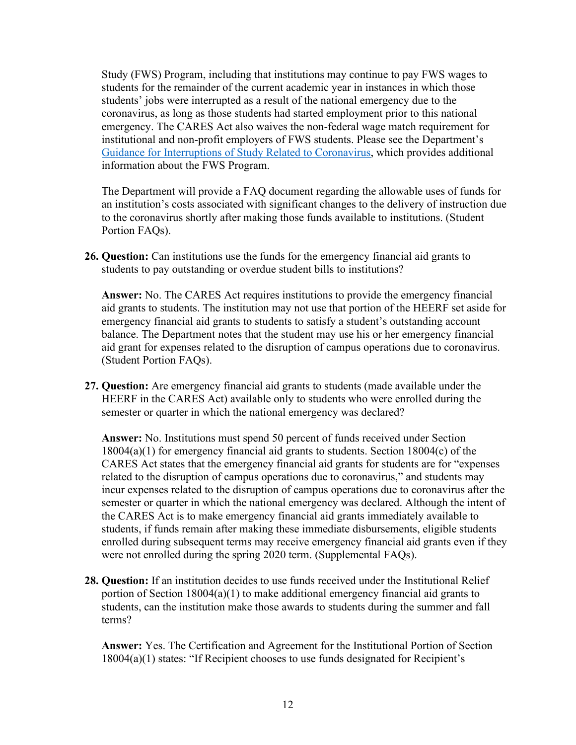Study (FWS) Program, including that institutions may continue to pay FWS wages to students for the remainder of the current academic year in instances in which those students' jobs were interrupted as a result of the national emergency due to the coronavirus, as long as those students had started employment prior to this national emergency. The CARES Act also waives the non-federal wage match requirement for institutional and non-profit employers of FWS students. Please see the Department's [Guidance for Interruptions of Study Related to Coronavirus](), which provides additional information about the FWS Program.

The Department will provide a FAQ document regarding the allowable uses of funds for an institution's costs associated with significant changes to the delivery of instruction due to the coronavirus shortly after making those funds available to institutions. (Student Portion FAQs).

26. **Question:** Can institutions use the funds for the emergency financial aid grants to students to pay outstanding or overdue student bills to institutions?

    **Answer:** No. The CARES Act requires institutions to provide the emergency financial aid grants to students. The institution may not use that portion of the HEERF set aside for emergency financial aid grants to students to satisfy a student's outstanding account balance. The Department notes that the student may use his or her emergency financial aid grant for expenses related to the disruption of campus operations due to coronavirus. (Student Portion FAQs).

27. **Question:** Are emergency financial aid grants to students (made available under the HEERF in the CARES Act) available only to students who were enrolled during the semester or quarter in which the national emergency was declared?

    **Answer:** No. Institutions must spend 50 percent of funds received under Section 18004(a)(1) for emergency financial aid grants to students. Section 18004(c) of the CARES Act states that the emergency financial aid grants for students are for "expenses related to the disruption of campus operations due to coronavirus," and students may incur expenses related to the disruption of campus operations due to coronavirus after the semester or quarter in which the national emergency was declared. Although the intent of the CARES Act is to make emergency financial aid grants immediately available to students, if funds remain after making these immediate disbursements, eligible students enrolled during subsequent terms may receive emergency financial aid grants even if they were not enrolled during the spring 2020 term. (Supplemental FAQs).

28. **Question:** If an institution decides to use funds received under the Institutional Relief portion of Section 18004(a)(1) to make additional emergency financial aid grants to students, can the institution make those awards to students during the summer and fall terms?

    **Answer:** Yes. The Certification and Agreement for the Institutional Portion of Section 18004(a)(1) states: "If Recipient chooses to use funds designated for Recipient's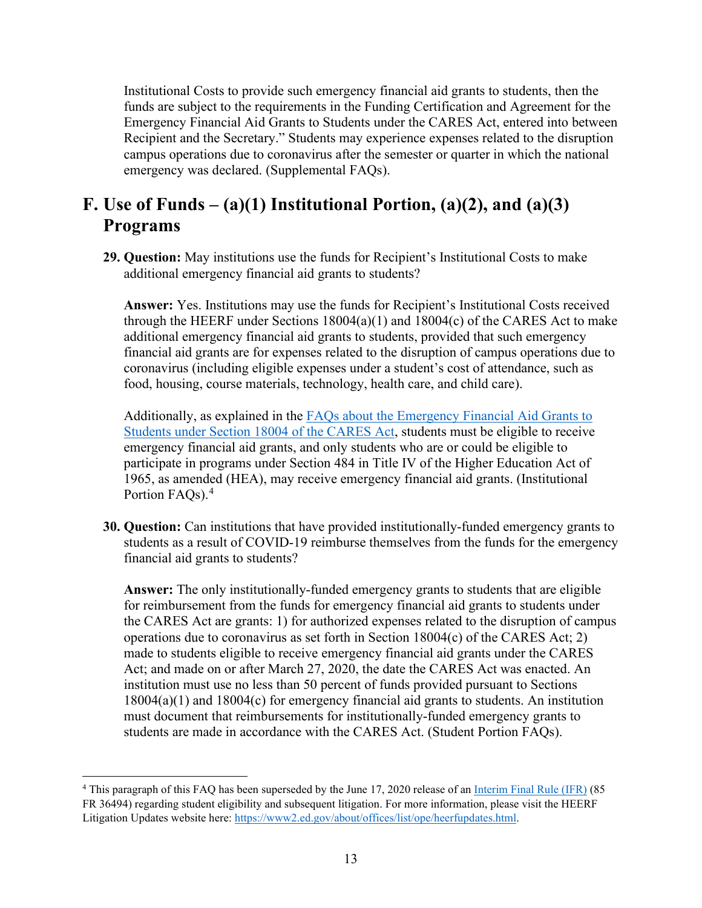Institutional Costs to provide such emergency financial aid grants to students, then the funds are subject to the requirements in the Funding Certification and Agreement for the Emergency Financial Aid Grants to Students under the CARES Act, entered into between Recipient and the Secretary." Students may experience expenses related to the disruption campus operations due to coronavirus after the semester or quarter in which the national emergency was declared. (Supplemental FAQs).

## F. Use of Funds – (a)(1) Institutional Portion, (a)(2), and (a)(3) Programs

**29. Question:** May institutions use the funds for Recipient's Institutional Costs to make additional emergency financial aid grants to students?

**Answer:** Yes. Institutions may use the funds for Recipient's Institutional Costs received through the HEERF under Sections 18004(a)(1) and 18004(c) of the CARES Act to make additional emergency financial aid grants to students, provided that such emergency financial aid grants are for expenses related to the disruption of campus operations due to coronavirus (including eligible expenses under a student's cost of attendance, such as food, housing, course materials, technology, health care, and child care).

Additionally, as explained in the FAQs about the Emergency Financial Aid Grants to Students under Section 18004 of the CARES Act, students must be eligible to receive emergency financial aid grants, and only students who are or could be eligible to participate in programs under Section 484 in Title IV of the Higher Education Act of 1965, as amended (HEA), may receive emergency financial aid grants. (Institutional Portion FAQs).[4]

**30. Question:** Can institutions that have provided institutionally-funded emergency grants to students as a result of COVID-19 reimburse themselves from the funds for the emergency financial aid grants to students?

**Answer:** The only institutionally-funded emergency grants to students that are eligible for reimbursement from the funds for emergency financial aid grants to students under the CARES Act are grants: 1) for authorized expenses related to the disruption of campus operations due to coronavirus as set forth in Section 18004(c) of the CARES Act; 2) made to students eligible to receive emergency financial aid grants under the CARES Act; and made on or after March 27, 2020, the date the CARES Act was enacted. An institution must use no less than 50 percent of funds provided pursuant to Sections 18004(a)(1) and 18004(c) for emergency financial aid grants to students. An institution must document that reimbursements for institutionally-funded emergency grants to students are made in accordance with the CARES Act. (Student Portion FAQs).

---

[4] This paragraph of this FAQ has been superseded by the June 17, 2020 release of an Interim Final Rule (IFR) (85 FR 36494) regarding student eligibility and subsequent litigation. For more information, please visit the HEERF Litigation Updates website here: https://www2.ed.gov/about/offices/list/ope/heerfupdates.html.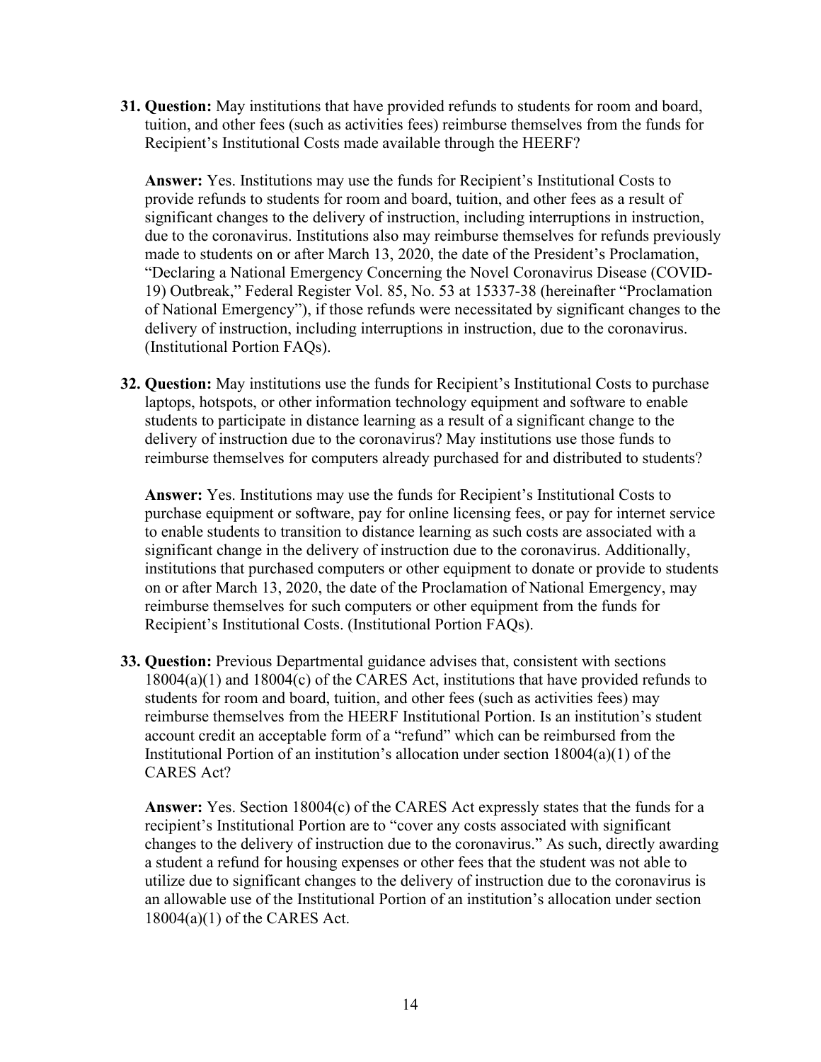31. **Question:** May institutions that have provided refunds to students for room and board, tuition, and other fees (such as activities fees) reimburse themselves from the funds for Recipient's Institutional Costs made available through the HEERF?

    **Answer:** Yes. Institutions may use the funds for Recipient's Institutional Costs to provide refunds to students for room and board, tuition, and other fees as a result of significant changes to the delivery of instruction, including interruptions in instruction, due to the coronavirus. Institutions also may reimburse themselves for refunds previously made to students on or after March 13, 2020, the date of the President's Proclamation, "Declaring a National Emergency Concerning the Novel Coronavirus Disease (COVID-19) Outbreak," Federal Register Vol. 85, No. 53 at 15337-38 (hereinafter "Proclamation of National Emergency"), if those refunds were necessitated by significant changes to the delivery of instruction, including interruptions in instruction, due to the coronavirus. (Institutional Portion FAQs).

32. **Question:** May institutions use the funds for Recipient's Institutional Costs to purchase laptops, hotspots, or other information technology equipment and software to enable students to participate in distance learning as a result of a significant change to the delivery of instruction due to the coronavirus? May institutions use those funds to reimburse themselves for computers already purchased for and distributed to students?

    **Answer:** Yes. Institutions may use the funds for Recipient's Institutional Costs to purchase equipment or software, pay for online licensing fees, or pay for internet service to enable students to transition to distance learning as such costs are associated with a significant change in the delivery of instruction due to the coronavirus. Additionally, institutions that purchased computers or other equipment to donate or provide to students on or after March 13, 2020, the date of the Proclamation of National Emergency, may reimburse themselves for such computers or other equipment from the funds for Recipient's Institutional Costs. (Institutional Portion FAQs).

33. **Question:** Previous Departmental guidance advises that, consistent with sections 18004(a)(1) and 18004(c) of the CARES Act, institutions that have provided refunds to students for room and board, tuition, and other fees (such as activities fees) may reimburse themselves from the HEERF Institutional Portion. Is an institution's student account credit an acceptable form of a "refund" which can be reimbursed from the Institutional Portion of an institution's allocation under section 18004(a)(1) of the CARES Act?

    **Answer:** Yes. Section 18004(c) of the CARES Act expressly states that the funds for a recipient's Institutional Portion are to "cover any costs associated with significant changes to the delivery of instruction due to the coronavirus." As such, directly awarding a student a refund for housing expenses or other fees that the student was not able to utilize due to significant changes to the delivery of instruction due to the coronavirus is an allowable use of the Institutional Portion of an institution's allocation under section 18004(a)(1) of the CARES Act.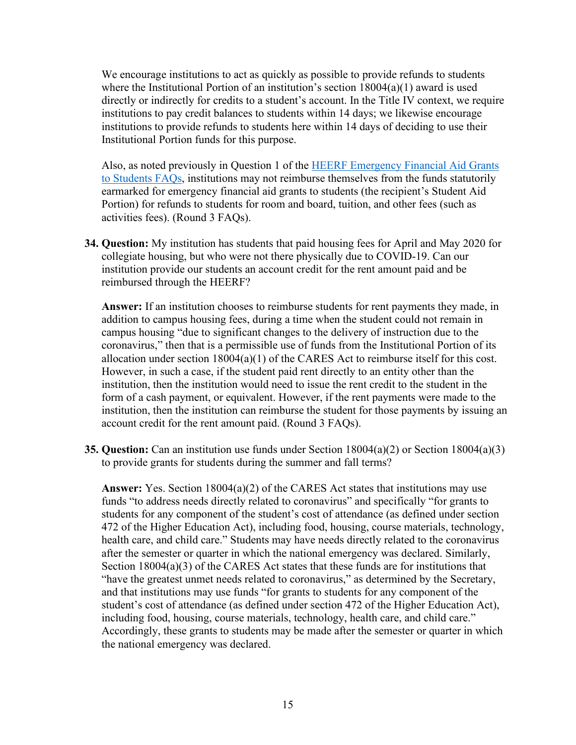We encourage institutions to act as quickly as possible to provide refunds to students where the Institutional Portion of an institution's section 18004(a)(1) award is used directly or indirectly for credits to a student's account. In the Title IV context, we require institutions to pay credit balances to students within 14 days; we likewise encourage institutions to provide refunds to students here within 14 days of deciding to use their Institutional Portion funds for this purpose.

Also, as noted previously in Question 1 of the [HEERF Emergency Financial Aid Grants to Students FAQs](), institutions may not reimburse themselves from the funds statutorily earmarked for emergency financial aid grants to students (the recipient's Student Aid Portion) for refunds to students for room and board, tuition, and other fees (such as activities fees). (Round 3 FAQs).

**34. Question:** My institution has students that paid housing fees for April and May 2020 for collegiate housing, but who were not there physically due to COVID-19. Can our institution provide our students an account credit for the rent amount paid and be reimbursed through the HEERF?

**Answer:** If an institution chooses to reimburse students for rent payments they made, in addition to campus housing fees, during a time when the student could not remain in campus housing "due to significant changes to the delivery of instruction due to the coronavirus," then that is a permissible use of funds from the Institutional Portion of its allocation under section 18004(a)(1) of the CARES Act to reimburse itself for this cost. However, in such a case, if the student paid rent directly to an entity other than the institution, then the institution would need to issue the rent credit to the student in the form of a cash payment, or equivalent. However, if the rent payments were made to the institution, then the institution can reimburse the student for those payments by issuing an account credit for the rent amount paid. (Round 3 FAQs).

**35. Question:** Can an institution use funds under Section 18004(a)(2) or Section 18004(a)(3) to provide grants for students during the summer and fall terms?

**Answer:** Yes. Section 18004(a)(2) of the CARES Act states that institutions may use funds "to address needs directly related to coronavirus" and specifically "for grants to students for any component of the student's cost of attendance (as defined under section 472 of the Higher Education Act), including food, housing, course materials, technology, health care, and child care." Students may have needs directly related to the coronavirus after the semester or quarter in which the national emergency was declared. Similarly, Section 18004(a)(3) of the CARES Act states that these funds are for institutions that "have the greatest unmet needs related to coronavirus," as determined by the Secretary, and that institutions may use funds "for grants to students for any component of the student's cost of attendance (as defined under section 472 of the Higher Education Act), including food, housing, course materials, technology, health care, and child care." Accordingly, these grants to students may be made after the semester or quarter in which the national emergency was declared.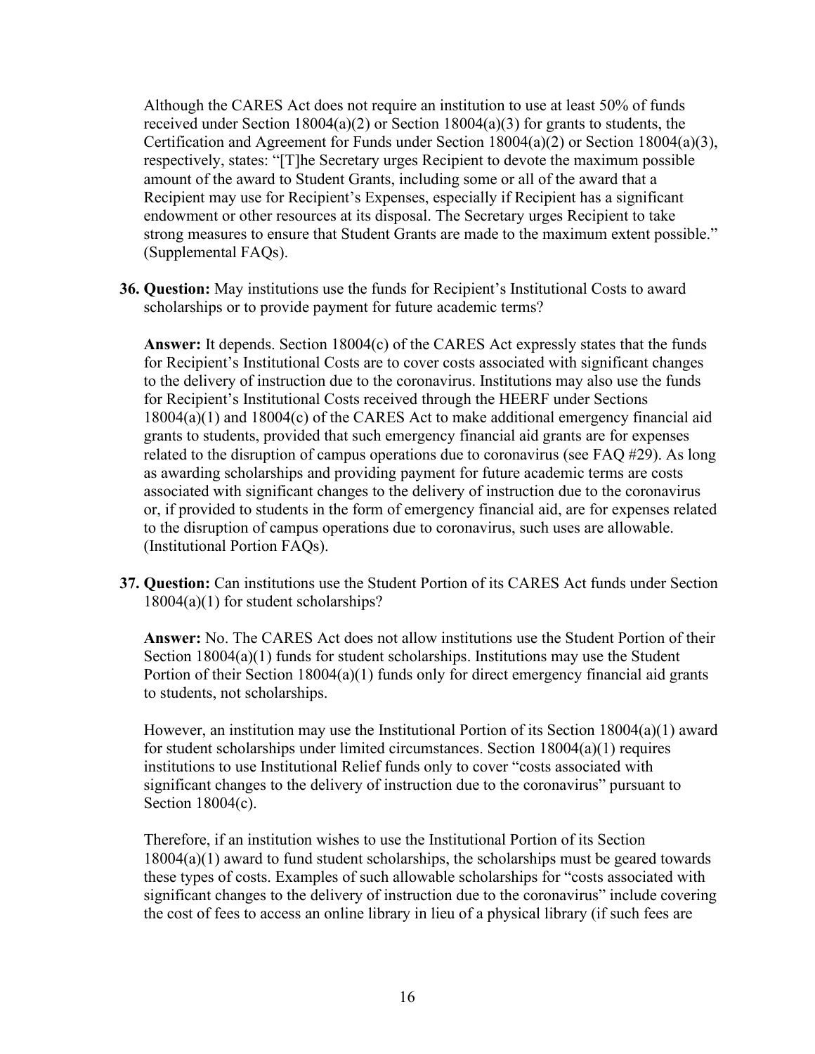Although the CARES Act does not require an institution to use at least 50% of funds received under Section 18004(a)(2) or Section 18004(a)(3) for grants to students, the Certification and Agreement for Funds under Section 18004(a)(2) or Section 18004(a)(3), respectively, states: "[T]he Secretary urges Recipient to devote the maximum possible amount of the award to Student Grants, including some or all of the award that a Recipient may use for Recipient's Expenses, especially if Recipient has a significant endowment or other resources at its disposal. The Secretary urges Recipient to take strong measures to ensure that Student Grants are made to the maximum extent possible." (Supplemental FAQs).

36. **Question:** May institutions use the funds for Recipient's Institutional Costs to award scholarships or to provide payment for future academic terms?

    **Answer:** It depends. Section 18004(c) of the CARES Act expressly states that the funds for Recipient's Institutional Costs are to cover costs associated with significant changes to the delivery of instruction due to the coronavirus. Institutions may also use the funds for Recipient's Institutional Costs received through the HEERF under Sections 18004(a)(1) and 18004(c) of the CARES Act to make additional emergency financial aid grants to students, provided that such emergency financial aid grants are for expenses related to the disruption of campus operations due to coronavirus (see FAQ #29). As long as awarding scholarships and providing payment for future academic terms are costs associated with significant changes to the delivery of instruction due to the coronavirus or, if provided to students in the form of emergency financial aid, are for expenses related to the disruption of campus operations due to coronavirus, such uses are allowable. (Institutional Portion FAQs).

37. **Question:** Can institutions use the Student Portion of its CARES Act funds under Section 18004(a)(1) for student scholarships?

    **Answer:** No. The CARES Act does not allow institutions use the Student Portion of their Section 18004(a)(1) funds for student scholarships. Institutions may use the Student Portion of their Section 18004(a)(1) funds only for direct emergency financial aid grants to students, not scholarships.

    However, an institution may use the Institutional Portion of its Section 18004(a)(1) award for student scholarships under limited circumstances. Section 18004(a)(1) requires institutions to use Institutional Relief funds only to cover "costs associated with significant changes to the delivery of instruction due to the coronavirus" pursuant to Section 18004(c).

    Therefore, if an institution wishes to use the Institutional Portion of its Section 18004(a)(1) award to fund student scholarships, the scholarships must be geared towards these types of costs. Examples of such allowable scholarships for "costs associated with significant changes to the delivery of instruction due to the coronavirus" include covering the cost of fees to access an online library in lieu of a physical library (if such fees are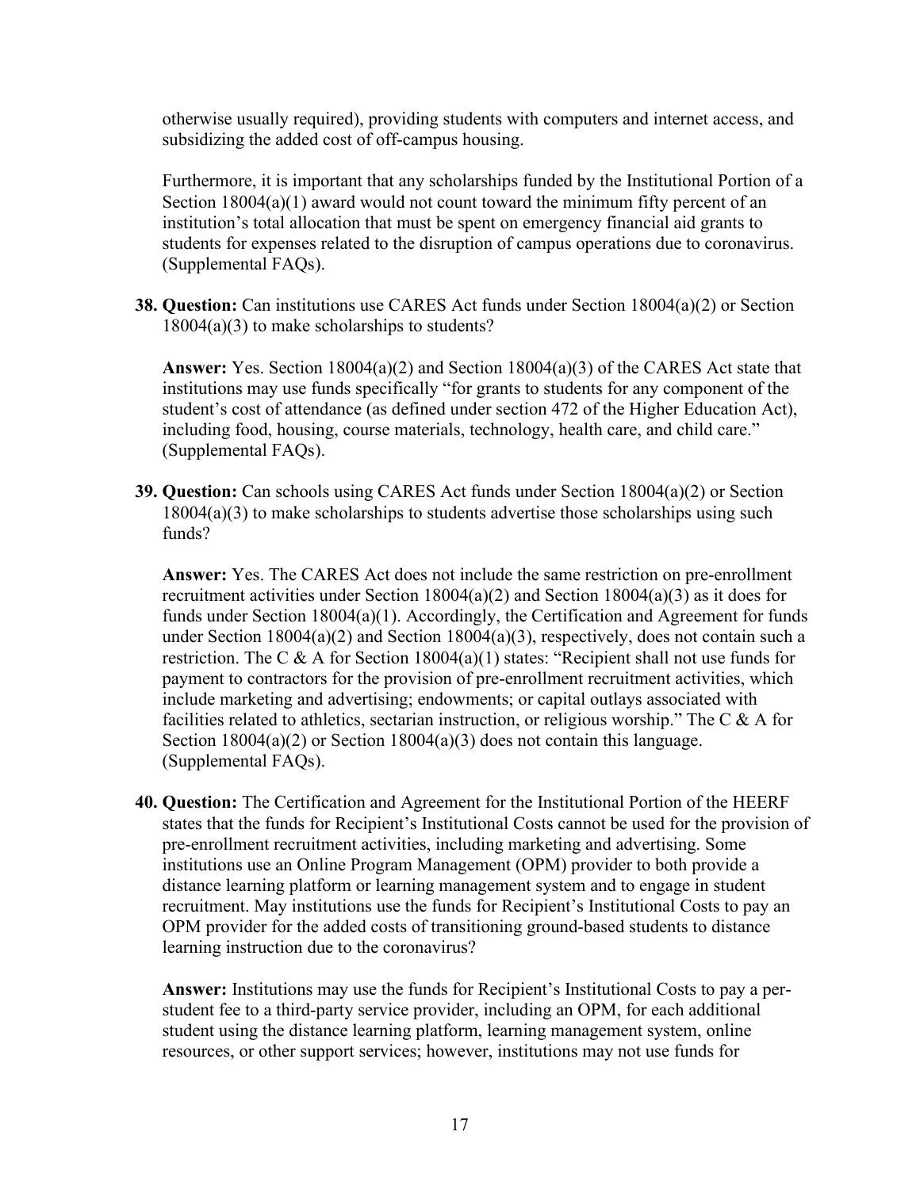otherwise usually required), providing students with computers and internet access, and subsidizing the added cost of off-campus housing.

Furthermore, it is important that any scholarships funded by the Institutional Portion of a Section 18004(a)(1) award would not count toward the minimum fifty percent of an institution's total allocation that must be spent on emergency financial aid grants to students for expenses related to the disruption of campus operations due to coronavirus. (Supplemental FAQs).

38. **Question:** Can institutions use CARES Act funds under Section 18004(a)(2) or Section 18004(a)(3) to make scholarships to students?

    **Answer:** Yes. Section 18004(a)(2) and Section 18004(a)(3) of the CARES Act state that institutions may use funds specifically "for grants to students for any component of the student's cost of attendance (as defined under section 472 of the Higher Education Act), including food, housing, course materials, technology, health care, and child care." (Supplemental FAQs).

39. **Question:** Can schools using CARES Act funds under Section 18004(a)(2) or Section 18004(a)(3) to make scholarships to students advertise those scholarships using such funds?

    **Answer:** Yes. The CARES Act does not include the same restriction on pre-enrollment recruitment activities under Section 18004(a)(2) and Section 18004(a)(3) as it does for funds under Section 18004(a)(1). Accordingly, the Certification and Agreement for funds under Section 18004(a)(2) and Section 18004(a)(3), respectively, does not contain such a restriction. The C & A for Section 18004(a)(1) states: "Recipient shall not use funds for payment to contractors for the provision of pre-enrollment recruitment activities, which include marketing and advertising; endowments; or capital outlays associated with facilities related to athletics, sectarian instruction, or religious worship." The C & A for Section 18004(a)(2) or Section 18004(a)(3) does not contain this language. (Supplemental FAQs).

40. **Question:** The Certification and Agreement for the Institutional Portion of the HEERF states that the funds for Recipient's Institutional Costs cannot be used for the provision of pre-enrollment recruitment activities, including marketing and advertising. Some institutions use an Online Program Management (OPM) provider to both provide a distance learning platform or learning management system and to engage in student recruitment. May institutions use the funds for Recipient's Institutional Costs to pay an OPM provider for the added costs of transitioning ground-based students to distance learning instruction due to the coronavirus?

    **Answer:** Institutions may use the funds for Recipient's Institutional Costs to pay a per-student fee to a third-party service provider, including an OPM, for each additional student using the distance learning platform, learning management system, online resources, or other support services; however, institutions may not use funds for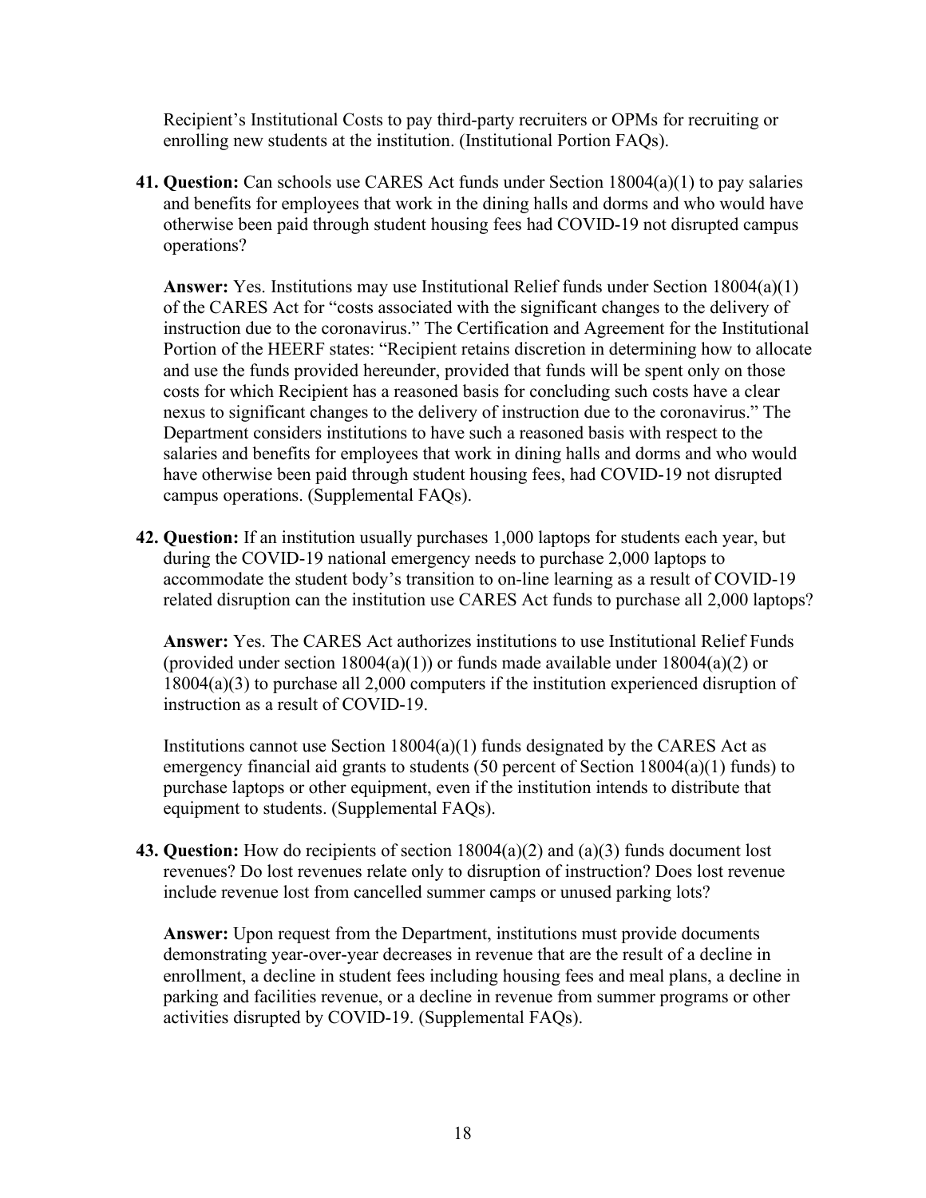Recipient's Institutional Costs to pay third-party recruiters or OPMs for recruiting or enrolling new students at the institution. (Institutional Portion FAQs).

**41. Question:** Can schools use CARES Act funds under Section 18004(a)(1) to pay salaries and benefits for employees that work in the dining halls and dorms and who would have otherwise been paid through student housing fees had COVID-19 not disrupted campus operations?

**Answer:** Yes. Institutions may use Institutional Relief funds under Section 18004(a)(1) of the CARES Act for "costs associated with the significant changes to the delivery of instruction due to the coronavirus." The Certification and Agreement for the Institutional Portion of the HEERF states: "Recipient retains discretion in determining how to allocate and use the funds provided hereunder, provided that funds will be spent only on those costs for which Recipient has a reasoned basis for concluding such costs have a clear nexus to significant changes to the delivery of instruction due to the coronavirus." The Department considers institutions to have such a reasoned basis with respect to the salaries and benefits for employees that work in dining halls and dorms and who would have otherwise been paid through student housing fees, had COVID-19 not disrupted campus operations. (Supplemental FAQs).

**42. Question:** If an institution usually purchases 1,000 laptops for students each year, but during the COVID-19 national emergency needs to purchase 2,000 laptops to accommodate the student body's transition to on-line learning as a result of COVID-19 related disruption can the institution use CARES Act funds to purchase all 2,000 laptops?

**Answer:** Yes. The CARES Act authorizes institutions to use Institutional Relief Funds (provided under section 18004(a)(1)) or funds made available under 18004(a)(2) or 18004(a)(3) to purchase all 2,000 computers if the institution experienced disruption of instruction as a result of COVID-19.

Institutions cannot use Section 18004(a)(1) funds designated by the CARES Act as emergency financial aid grants to students (50 percent of Section 18004(a)(1) funds) to purchase laptops or other equipment, even if the institution intends to distribute that equipment to students. (Supplemental FAQs).

**43. Question:** How do recipients of section 18004(a)(2) and (a)(3) funds document lost revenues? Do lost revenues relate only to disruption of instruction? Does lost revenue include revenue lost from cancelled summer camps or unused parking lots?

**Answer:** Upon request from the Department, institutions must provide documents demonstrating year-over-year decreases in revenue that are the result of a decline in enrollment, a decline in student fees including housing fees and meal plans, a decline in parking and facilities revenue, or a decline in revenue from summer programs or other activities disrupted by COVID-19. (Supplemental FAQs).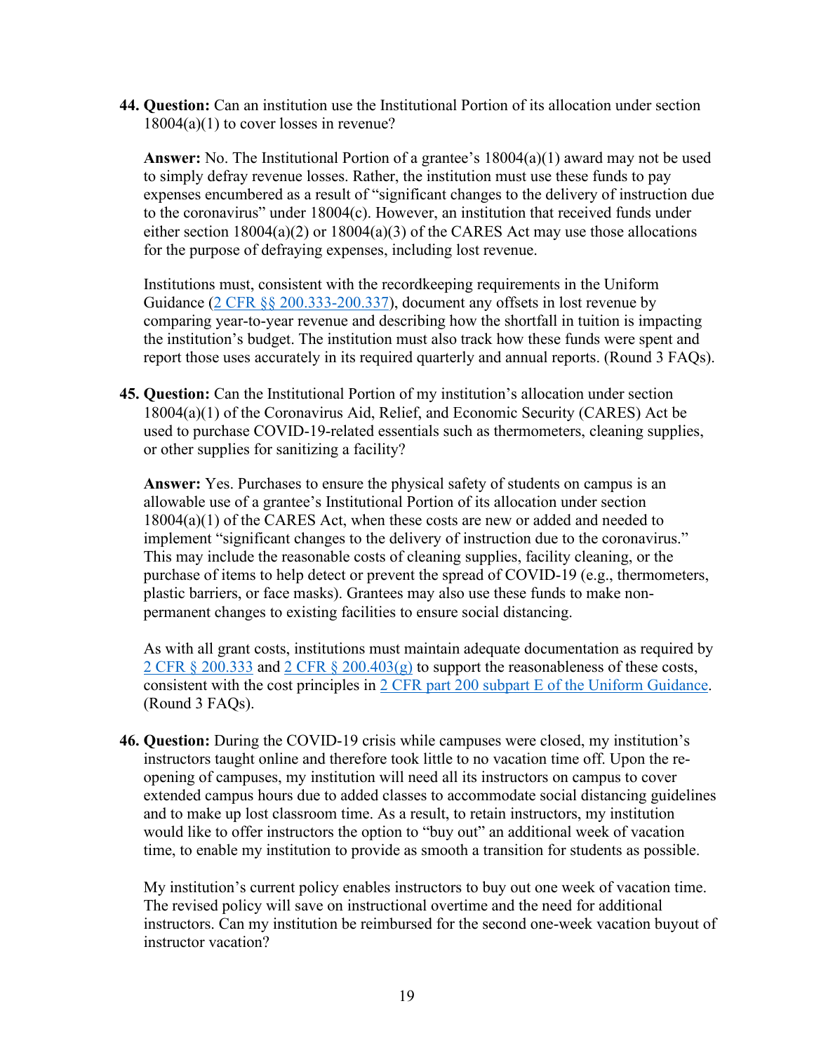**44. Question:** Can an institution use the Institutional Portion of its allocation under section 18004(a)(1) to cover losses in revenue?

**Answer:** No. The Institutional Portion of a grantee's 18004(a)(1) award may not be used to simply defray revenue losses. Rather, the institution must use these funds to pay expenses encumbered as a result of "significant changes to the delivery of instruction due to the coronavirus" under 18004(c). However, an institution that received funds under either section 18004(a)(2) or 18004(a)(3) of the CARES Act may use those allocations for the purpose of defraying expenses, including lost revenue.

Institutions must, consistent with the recordkeeping requirements in the Uniform Guidance (2 CFR §§ 200.333-200.337), document any offsets in lost revenue by comparing year-to-year revenue and describing how the shortfall in tuition is impacting the institution's budget. The institution must also track how these funds were spent and report those uses accurately in its required quarterly and annual reports. (Round 3 FAQs).

**45. Question:** Can the Institutional Portion of my institution's allocation under section 18004(a)(1) of the Coronavirus Aid, Relief, and Economic Security (CARES) Act be used to purchase COVID-19-related essentials such as thermometers, cleaning supplies, or other supplies for sanitizing a facility?

**Answer:** Yes. Purchases to ensure the physical safety of students on campus is an allowable use of a grantee's Institutional Portion of its allocation under section 18004(a)(1) of the CARES Act, when these costs are new or added and needed to implement "significant changes to the delivery of instruction due to the coronavirus." This may include the reasonable costs of cleaning supplies, facility cleaning, or the purchase of items to help detect or prevent the spread of COVID-19 (e.g., thermometers, plastic barriers, or face masks). Grantees may also use these funds to make non-permanent changes to existing facilities to ensure social distancing.

As with all grant costs, institutions must maintain adequate documentation as required by 2 CFR § 200.333 and 2 CFR § 200.403(g) to support the reasonableness of these costs, consistent with the cost principles in 2 CFR part 200 subpart E of the Uniform Guidance. (Round 3 FAQs).

**46. Question:** During the COVID-19 crisis while campuses were closed, my institution's instructors taught online and therefore took little to no vacation time off. Upon the re-opening of campuses, my institution will need all its instructors on campus to cover extended campus hours due to added classes to accommodate social distancing guidelines and to make up lost classroom time. As a result, to retain instructors, my institution would like to offer instructors the option to "buy out" an additional week of vacation time, to enable my institution to provide as smooth a transition for students as possible.

My institution's current policy enables instructors to buy out one week of vacation time. The revised policy will save on instructional overtime and the need for additional instructors. Can my institution be reimbursed for the second one-week vacation buyout of instructor vacation?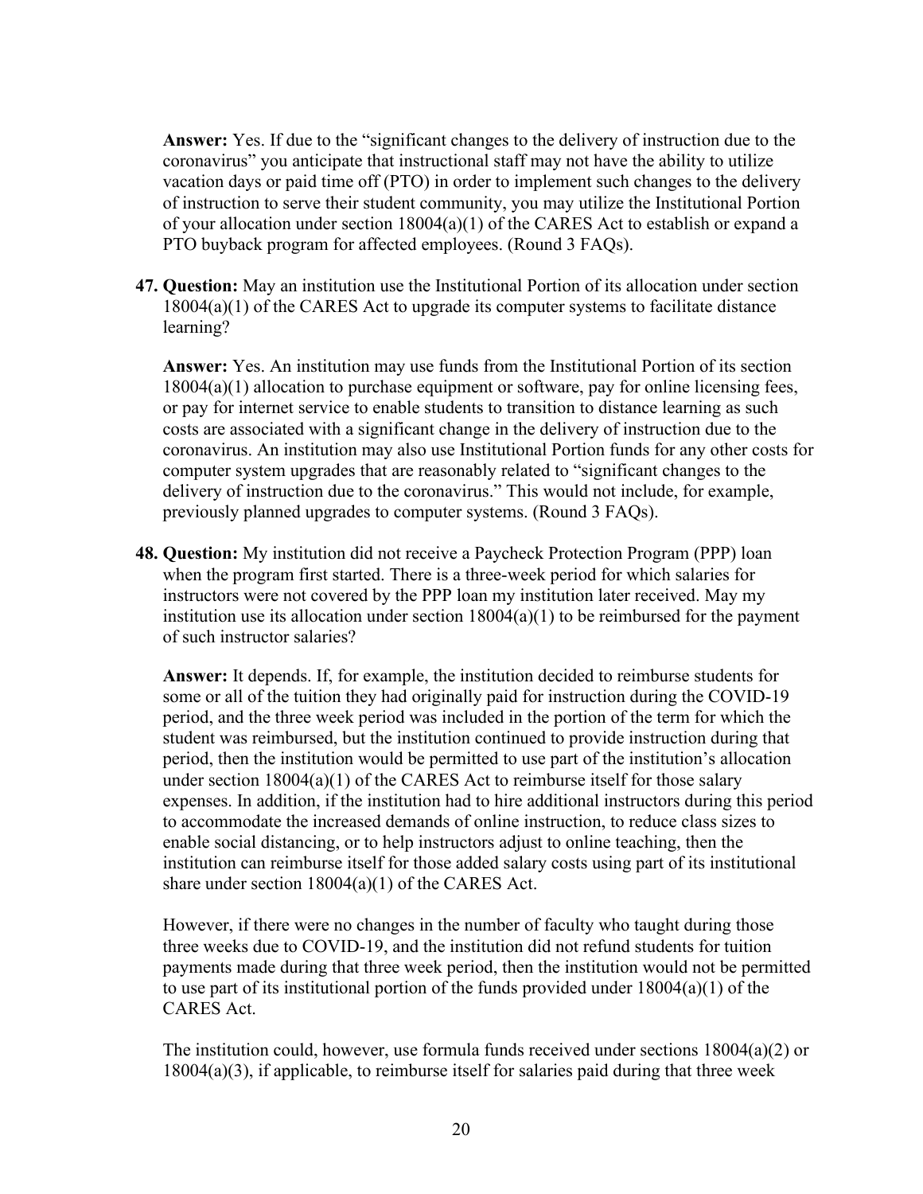**Answer:** Yes. If due to the "significant changes to the delivery of instruction due to the coronavirus" you anticipate that instructional staff may not have the ability to utilize vacation days or paid time off (PTO) in order to implement such changes to the delivery of instruction to serve their student community, you may utilize the Institutional Portion of your allocation under section 18004(a)(1) of the CARES Act to establish or expand a PTO buyback program for affected employees. (Round 3 FAQs).

47. **Question:** May an institution use the Institutional Portion of its allocation under section 18004(a)(1) of the CARES Act to upgrade its computer systems to facilitate distance learning?

    **Answer:** Yes. An institution may use funds from the Institutional Portion of its section 18004(a)(1) allocation to purchase equipment or software, pay for online licensing fees, or pay for internet service to enable students to transition to distance learning as such costs are associated with a significant change in the delivery of instruction due to the coronavirus. An institution may also use Institutional Portion funds for any other costs for computer system upgrades that are reasonably related to "significant changes to the delivery of instruction due to the coronavirus." This would not include, for example, previously planned upgrades to computer systems. (Round 3 FAQs).

48. **Question:** My institution did not receive a Paycheck Protection Program (PPP) loan when the program first started. There is a three-week period for which salaries for instructors were not covered by the PPP loan my institution later received. May my institution use its allocation under section 18004(a)(1) to be reimbursed for the payment of such instructor salaries?

    **Answer:** It depends. If, for example, the institution decided to reimburse students for some or all of the tuition they had originally paid for instruction during the COVID-19 period, and the three week period was included in the portion of the term for which the student was reimbursed, but the institution continued to provide instruction during that period, then the institution would be permitted to use part of the institution's allocation under section 18004(a)(1) of the CARES Act to reimburse itself for those salary expenses. In addition, if the institution had to hire additional instructors during this period to accommodate the increased demands of online instruction, to reduce class sizes to enable social distancing, or to help instructors adjust to online teaching, then the institution can reimburse itself for those added salary costs using part of its institutional share under section 18004(a)(1) of the CARES Act.

    However, if there were no changes in the number of faculty who taught during those three weeks due to COVID-19, and the institution did not refund students for tuition payments made during that three week period, then the institution would not be permitted to use part of its institutional portion of the funds provided under 18004(a)(1) of the CARES Act.

    The institution could, however, use formula funds received under sections 18004(a)(2) or 18004(a)(3), if applicable, to reimburse itself for salaries paid during that three week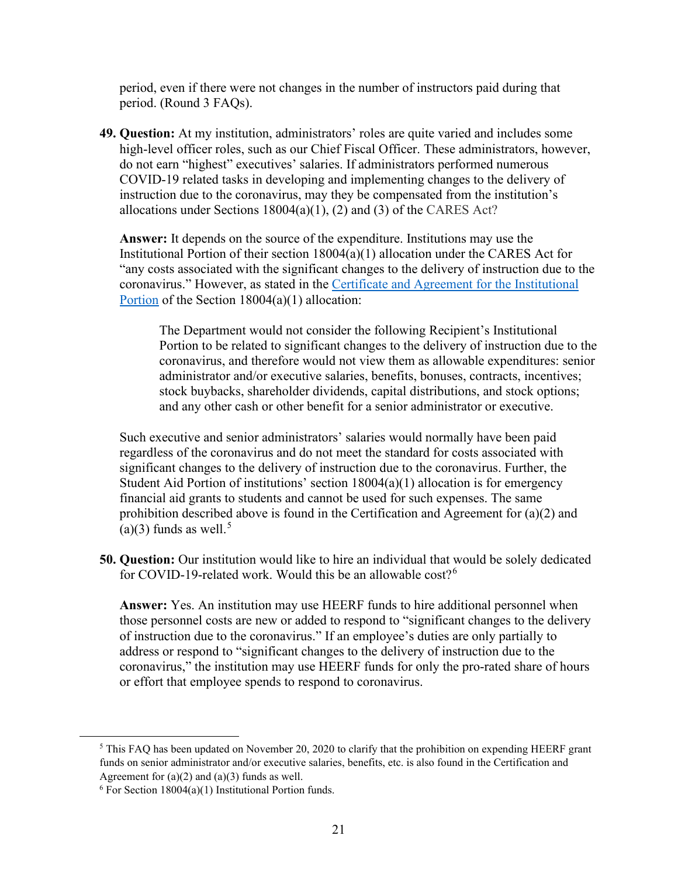period, even if there were not changes in the number of instructors paid during that period. (Round 3 FAQs).

**49. Question:** At my institution, administrators' roles are quite varied and includes some high-level officer roles, such as our Chief Fiscal Officer. These administrators, however, do not earn "highest" executives' salaries. If administrators performed numerous COVID-19 related tasks in developing and implementing changes to the delivery of instruction due to the coronavirus, may they be compensated from the institution's allocations under Sections 18004(a)(1), (2) and (3) of the CARES Act?

**Answer:** It depends on the source of the expenditure. Institutions may use the Institutional Portion of their section 18004(a)(1) allocation under the CARES Act for "any costs associated with the significant changes to the delivery of instruction due to the coronavirus." However, as stated in the Certificate and Agreement for the Institutional Portion of the Section 18004(a)(1) allocation:

> The Department would not consider the following Recipient's Institutional Portion to be related to significant changes to the delivery of instruction due to the coronavirus, and therefore would not view them as allowable expenditures: senior administrator and/or executive salaries, benefits, bonuses, contracts, incentives; stock buybacks, shareholder dividends, capital distributions, and stock options; and any other cash or other benefit for a senior administrator or executive.

Such executive and senior administrators' salaries would normally have been paid regardless of the coronavirus and do not meet the standard for costs associated with significant changes to the delivery of instruction due to the coronavirus. Further, the Student Aid Portion of institutions' section 18004(a)(1) allocation is for emergency financial aid grants to students and cannot be used for such expenses. The same prohibition described above is found in the Certification and Agreement for (a)(2) and (a)(3) funds as well.[5]

**50. Question:** Our institution would like to hire an individual that would be solely dedicated for COVID-19-related work. Would this be an allowable cost?[6]

**Answer:** Yes. An institution may use HEERF funds to hire additional personnel when those personnel costs are new or added to respond to "significant changes to the delivery of instruction due to the coronavirus." If an employee's duties are only partially to address or respond to "significant changes to the delivery of instruction due to the coronavirus," the institution may use HEERF funds for only the pro-rated share of hours or effort that employee spends to respond to coronavirus.

---

[5] This FAQ has been updated on November 20, 2020 to clarify that the prohibition on expending HEERF grant funds on senior administrator and/or executive salaries, benefits, etc. is also found in the Certification and Agreement for (a)(2) and (a)(3) funds as well.

[6] For Section 18004(a)(1) Institutional Portion funds.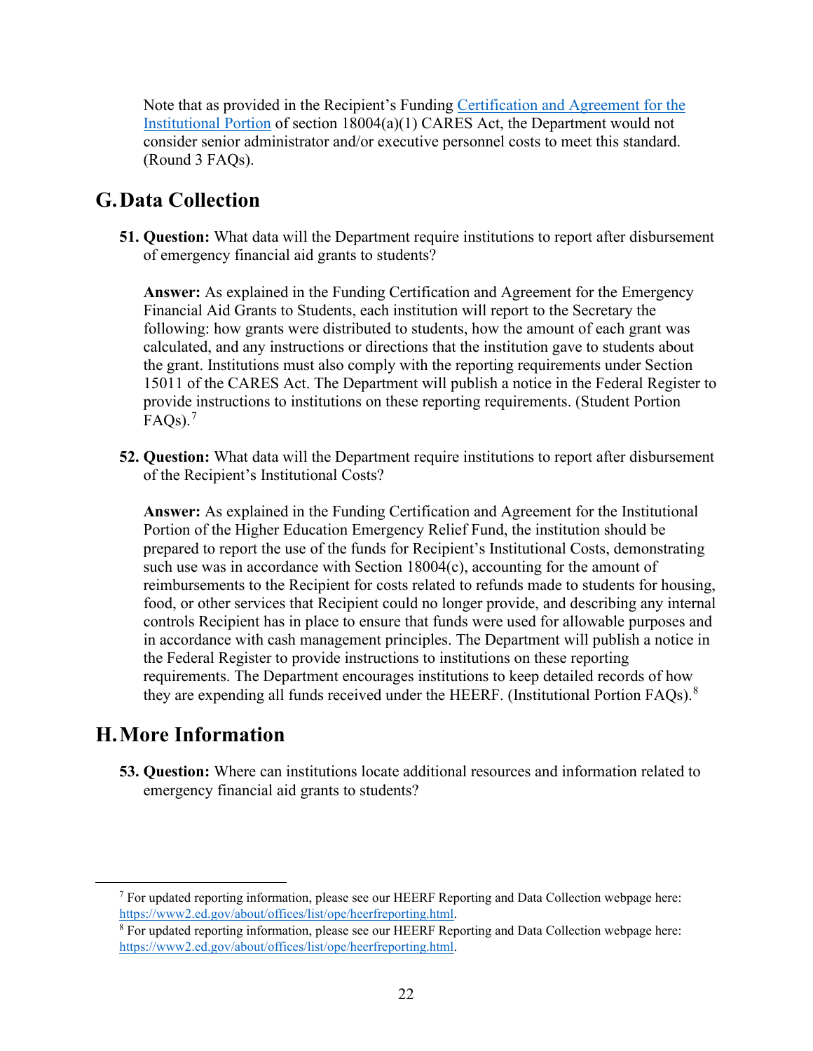Note that as provided in the Recipient's Funding [Certification and Agreement for the Institutional Portion](#) of section 18004(a)(1) CARES Act, the Department would not consider senior administrator and/or executive personnel costs to meet this standard. (Round 3 FAQs).

## G. Data Collection

**51. Question:** What data will the Department require institutions to report after disbursement of emergency financial aid grants to students?

**Answer:** As explained in the Funding Certification and Agreement for the Emergency Financial Aid Grants to Students, each institution will report to the Secretary the following: how grants were distributed to students, how the amount of each grant was calculated, and any instructions or directions that the institution gave to students about the grant. Institutions must also comply with the reporting requirements under Section 15011 of the CARES Act. The Department will publish a notice in the Federal Register to provide instructions to institutions on these reporting requirements. (Student Portion FAQs).[7]

**52. Question:** What data will the Department require institutions to report after disbursement of the Recipient's Institutional Costs?

**Answer:** As explained in the Funding Certification and Agreement for the Institutional Portion of the Higher Education Emergency Relief Fund, the institution should be prepared to report the use of the funds for Recipient's Institutional Costs, demonstrating such use was in accordance with Section 18004(c), accounting for the amount of reimbursements to the Recipient for costs related to refunds made to students for housing, food, or other services that Recipient could no longer provide, and describing any internal controls Recipient has in place to ensure that funds were used for allowable purposes and in accordance with cash management principles. The Department will publish a notice in the Federal Register to provide instructions to institutions on these reporting requirements. The Department encourages institutions to keep detailed records of how they are expending all funds received under the HEERF. (Institutional Portion FAQs).[8]

## H. More Information

**53. Question:** Where can institutions locate additional resources and information related to emergency financial aid grants to students?

---

[7] For updated reporting information, please see our HEERF Reporting and Data Collection webpage here: https://www2.ed.gov/about/offices/list/ope/heerfreporting.html.

[8] For updated reporting information, please see our HEERF Reporting and Data Collection webpage here: https://www2.ed.gov/about/offices/list/ope/heerfreporting.html.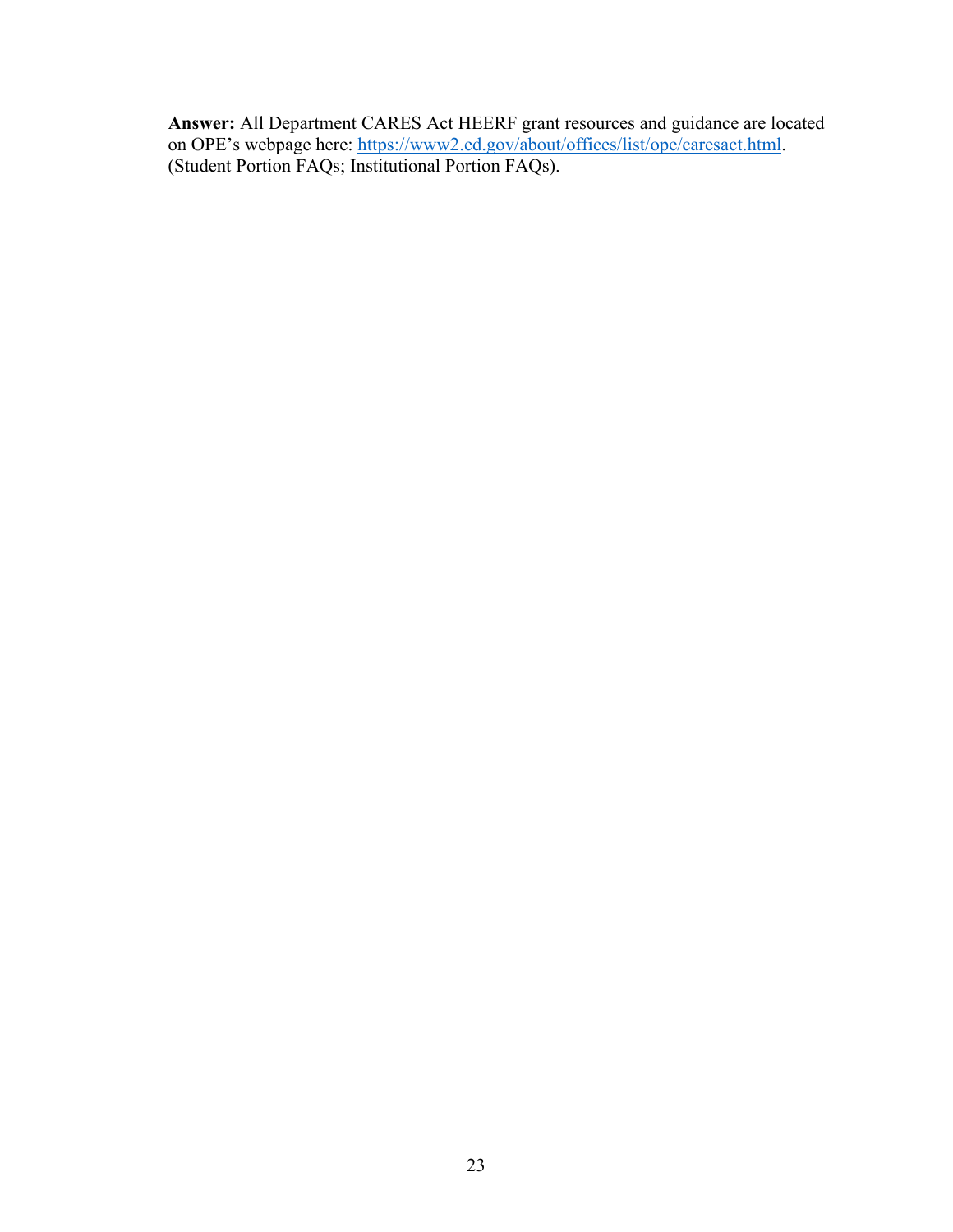**Answer:** All Department CARES Act HEERF grant resources and guidance are located on OPE's webpage here: [https://www2.ed.gov/about/offices/list/ope/caresact.html](https://www2.ed.gov/about/offices/list/ope/caresact.html). (Student Portion FAQs; Institutional Portion FAQs).